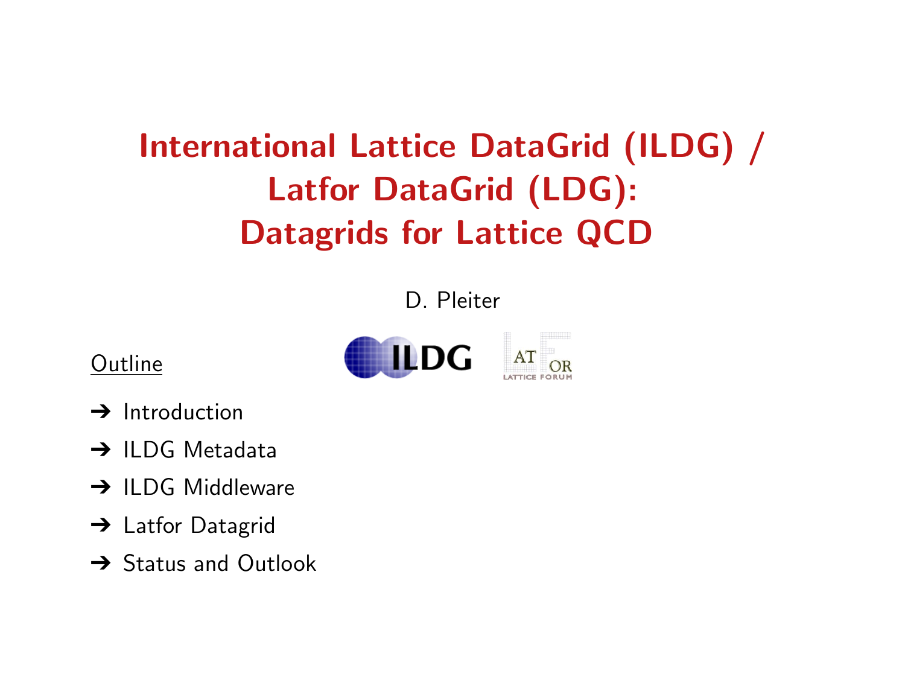# International Lattice DataGrid (ILDG) / Latfor DataGrid (LDG): Datagrids for Lattice QCD

D. Pleiter

Outline

- Introduction
- ILDG Metadata
- ILDG Middleware
- Latfor Datagrid
- Status and Outlook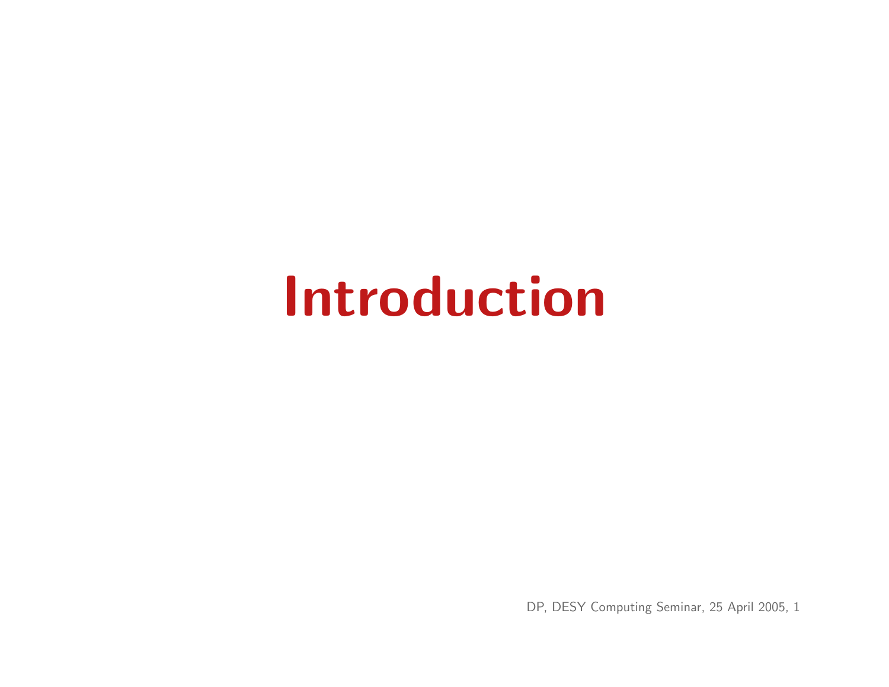# Introduction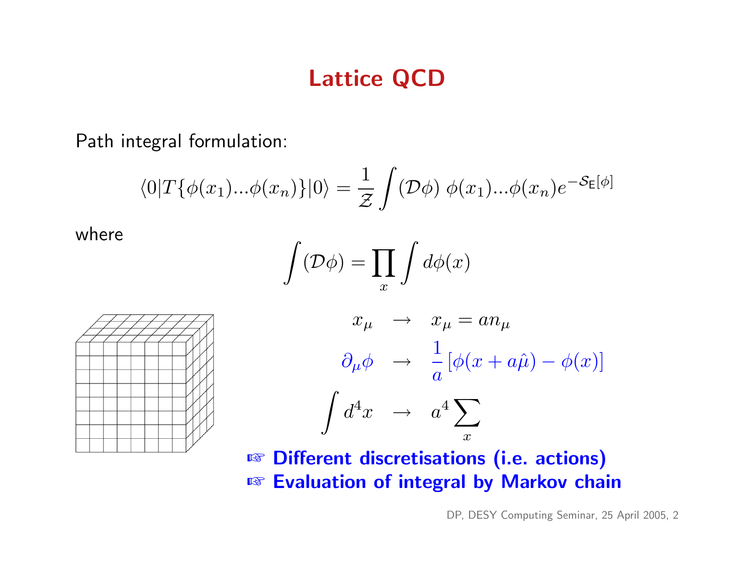# Lattice QCD

Path integral formulation:

$$\langle 0|T\{\phi(x_1)...\phi(x_n)\}|0\rangle = \frac{1}{\mathcal{Z}}\int (\mathcal{D}\phi)\ \phi(x_1)...\phi(x_n)e^{-\mathcal{S}_{\mathsf{E}}[\phi]}$$

where

$$\int (\mathcal{D}\phi) = \prod_x \int d\phi(x)$$

$$x_\mu \quad \rightarrow \quad x_\mu = a n_\mu$$

$$\partial_\mu \phi \quad \rightarrow \quad \frac{1}{a}\left[\phi(x + a\hat{\mu}) - \phi(x)\right]$$

$$\int d^4x \quad \rightarrow \quad a^4 \sum_x$$

☞ **Different discretisations (i.e. actions)**

☞ **Evaluation of integral by Markov chain**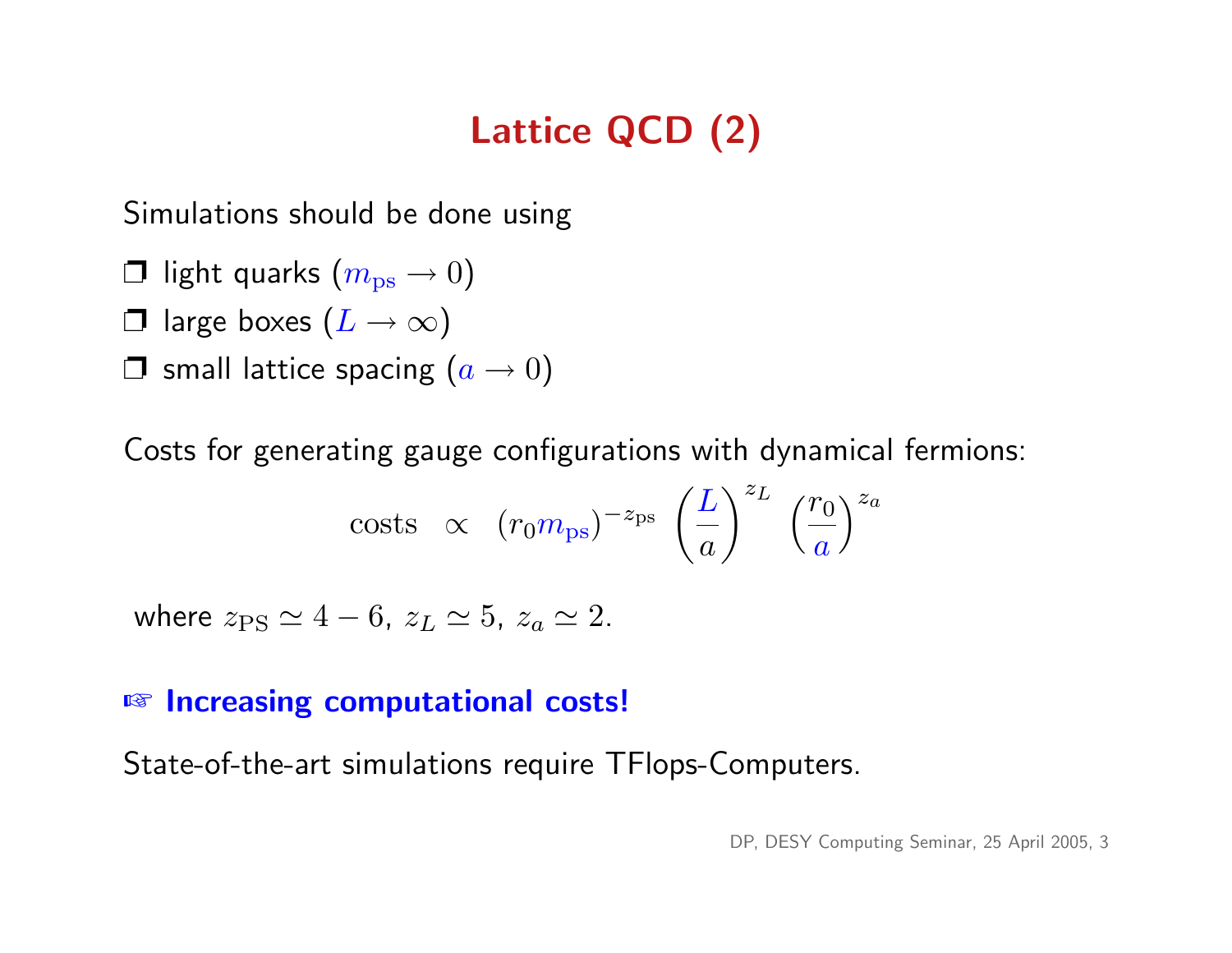# Lattice QCD (2)

Simulations should be done using

- light quarks ($m_{\rm ps} \to 0$)
- large boxes ($L \to \infty$)
- small lattice spacing ($a \to 0$)

Costs for generating gauge configurations with dynamical fermions:

$$\text{costs} \quad \propto \quad (r_0 m_{\rm ps})^{-z_{\rm ps}} \left(\frac{L}{a}\right)^{z_L} \left(\frac{r_0}{a}\right)^{z_a}$$

where $z_{\rm PS} \simeq 4 - 6$, $z_L \simeq 5$, $z_a \simeq 2$.

☞ **Increasing computational costs!**

State-of-the-art simulations require TFlops-Computers.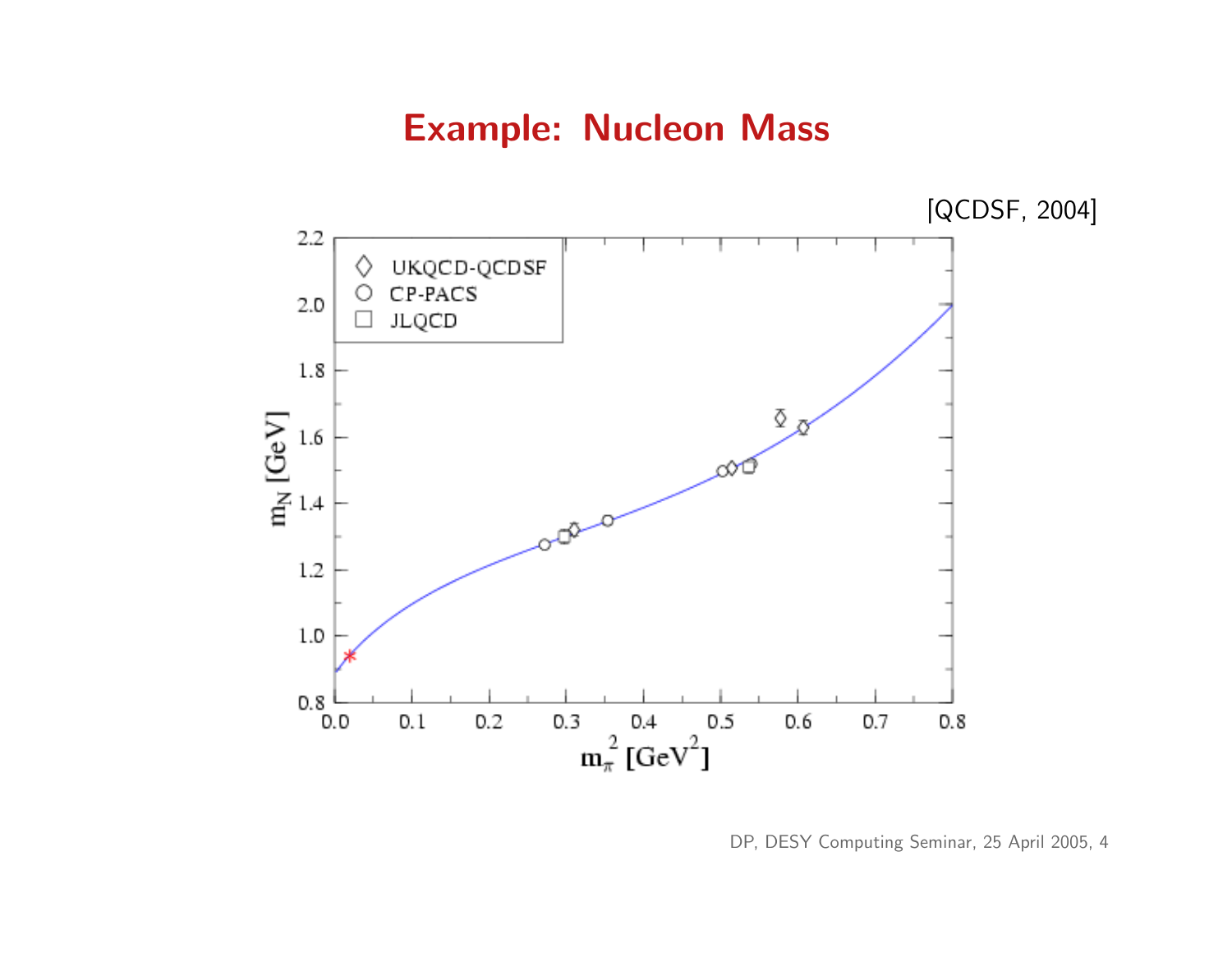# Example: Nucleon Mass

[QCDSF, 2004]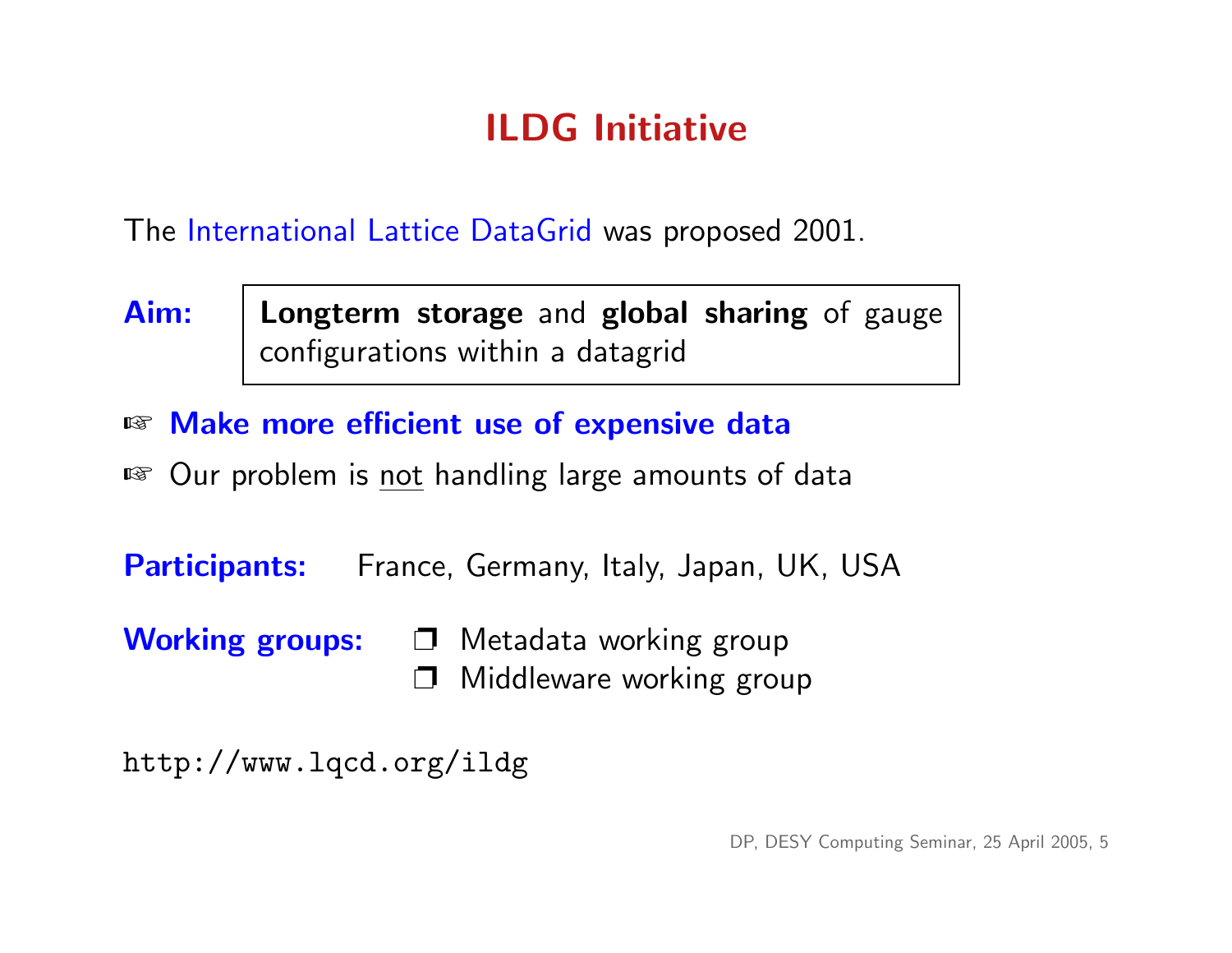# ILDG Initiative

The International Lattice DataGrid was proposed 2001.

**Aim:** **Longterm storage** and **global sharing** of gauge configurations within a datagrid

- **Make more efficient use of expensive data**
- Our problem is not handling large amounts of data

**Participants:** France, Germany, Italy, Japan, UK, USA

**Working groups:**

- Metadata working group
- Middleware working group

http://www.lqcd.org/ildg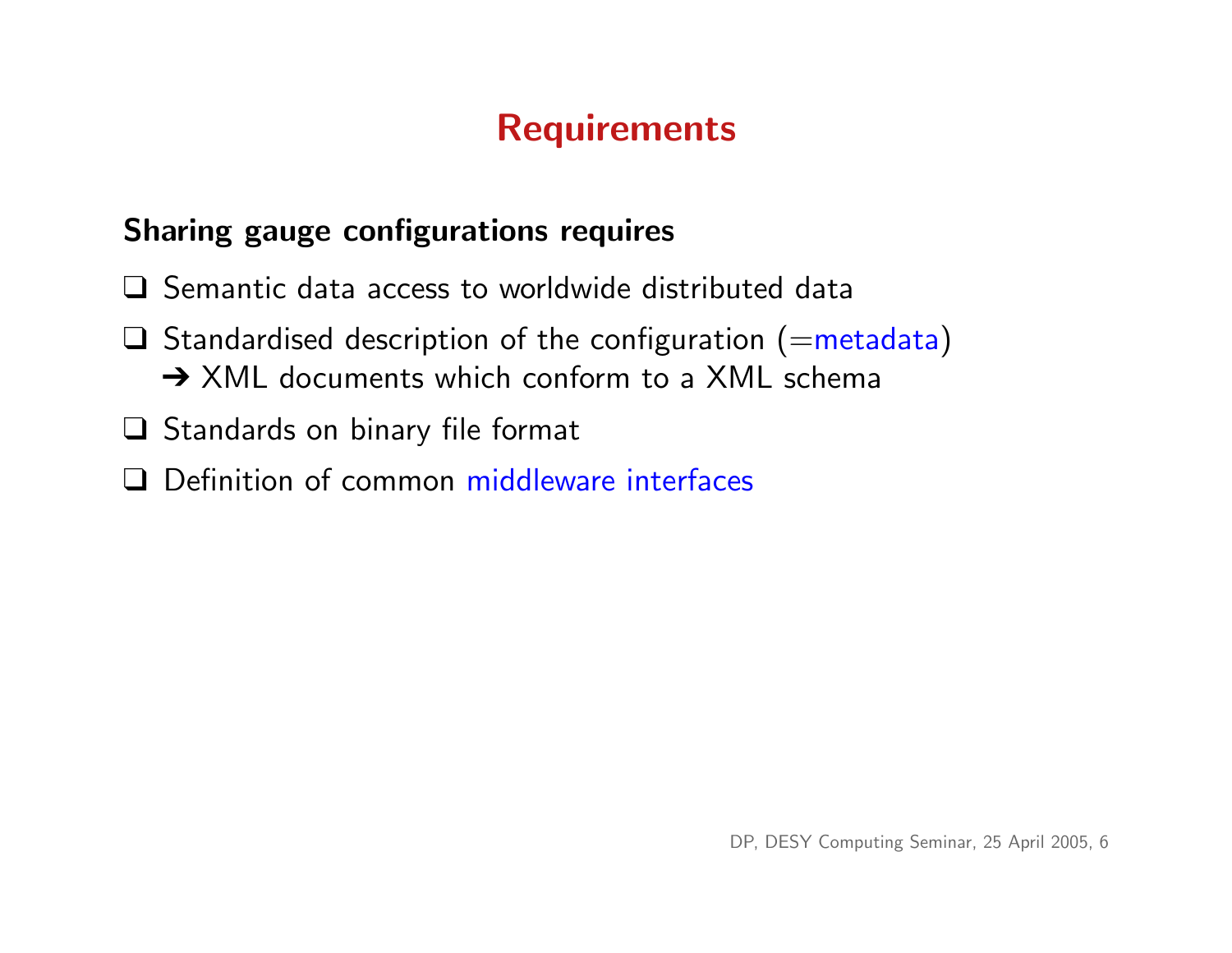# Requirements

**Sharing gauge configurations requires**

- Semantic data access to worldwide distributed data
- Standardised description of the configuration (=metadata)
  ➔ XML documents which conform to a XML schema
- Standards on binary file format
- Definition of common middleware interfaces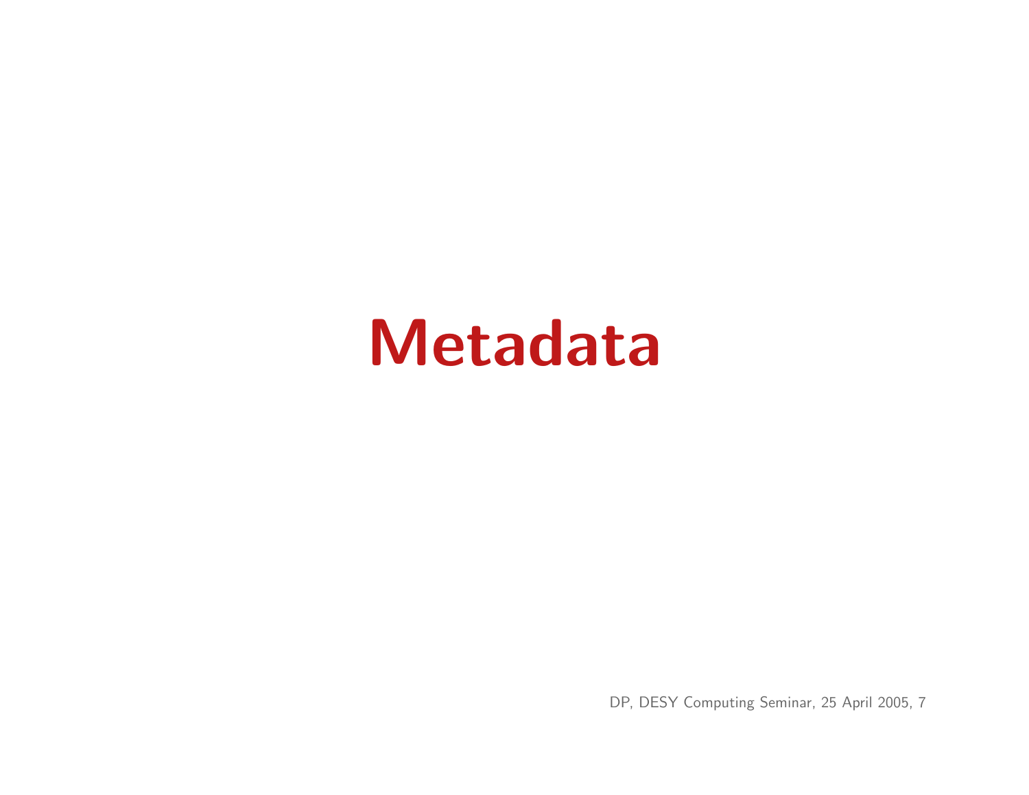# Metadata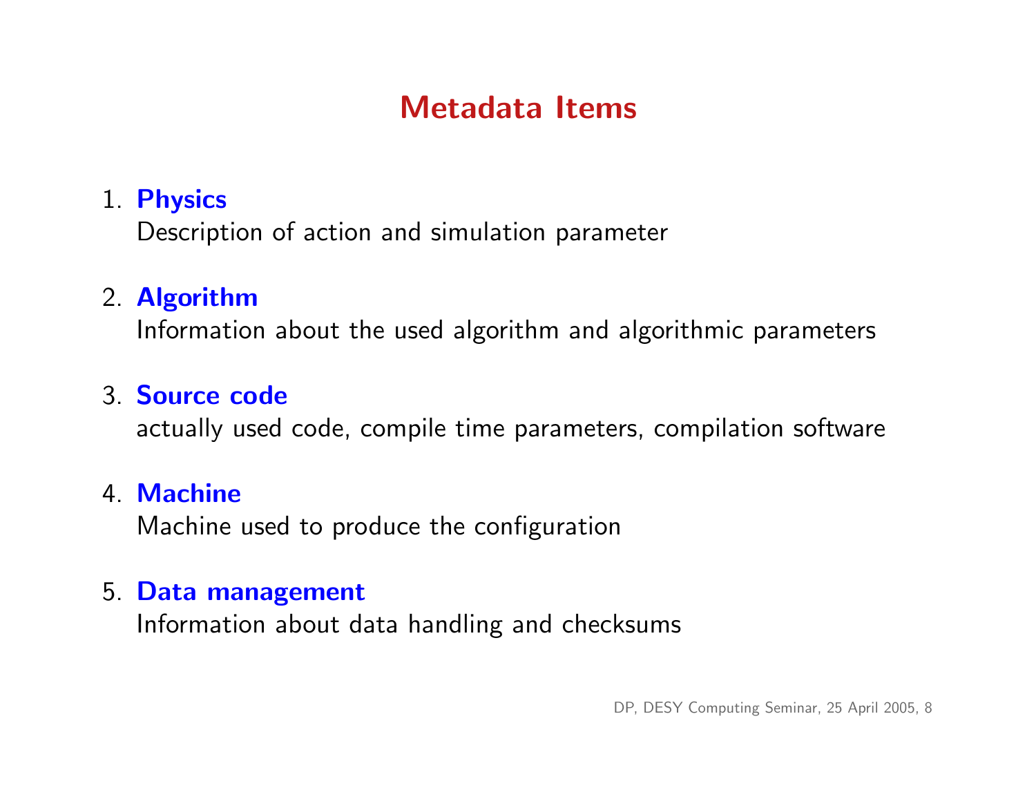# Metadata Items

1. **Physics**
   Description of action and simulation parameter

2. **Algorithm**
   Information about the used algorithm and algorithmic parameters

3. **Source code**
   actually used code, compile time parameters, compilation software

4. **Machine**
   Machine used to produce the configuration

5. **Data management**
   Information about data handling and checksums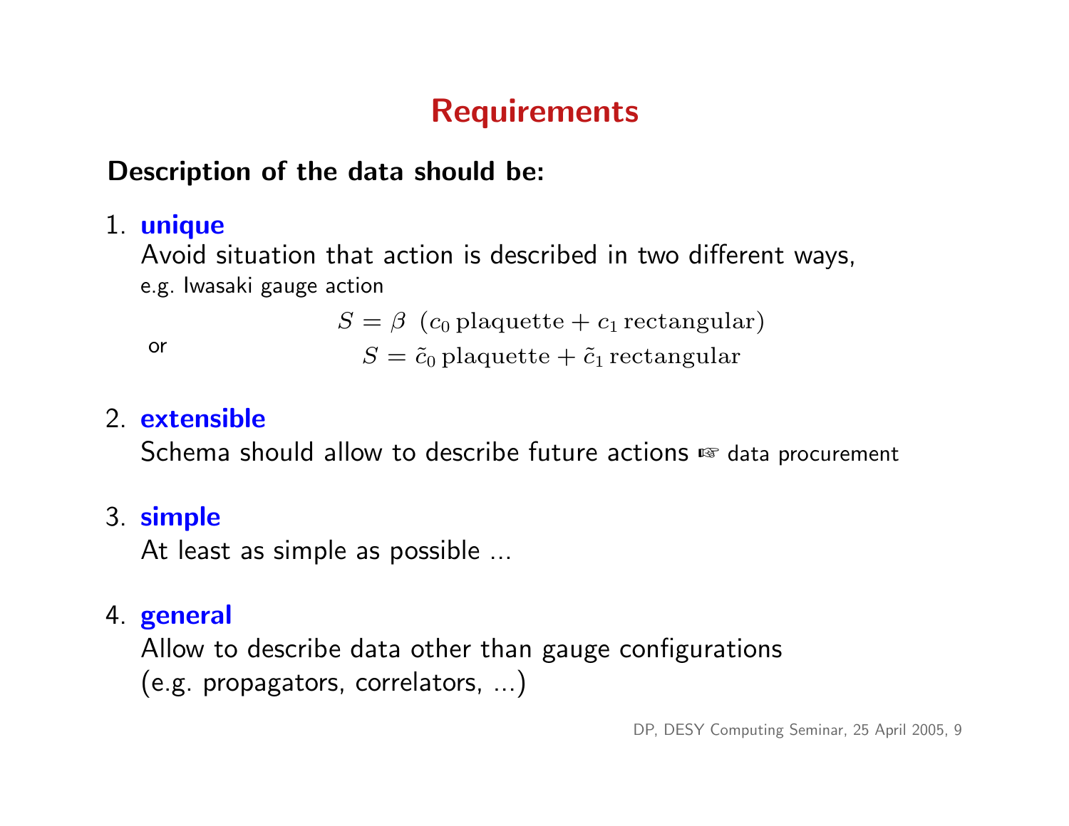# Requirements

**Description of the data should be:**

1. **unique**
   Avoid situation that action is described in two different ways,
   e.g. Iwasaki gauge action

   $$S = \beta \ (c_0 \, \text{plaquette} + c_1 \, \text{rectangular})$$

   or

   $$S = \tilde{c}_0 \, \text{plaquette} + \tilde{c}_1 \, \text{rectangular}$$

2. **extensible**
   Schema should allow to describe future actions ☞ data procurement

3. **simple**
   At least as simple as possible ...

4. **general**
   Allow to describe data other than gauge configurations
   (e.g. propagators, correlators, ...)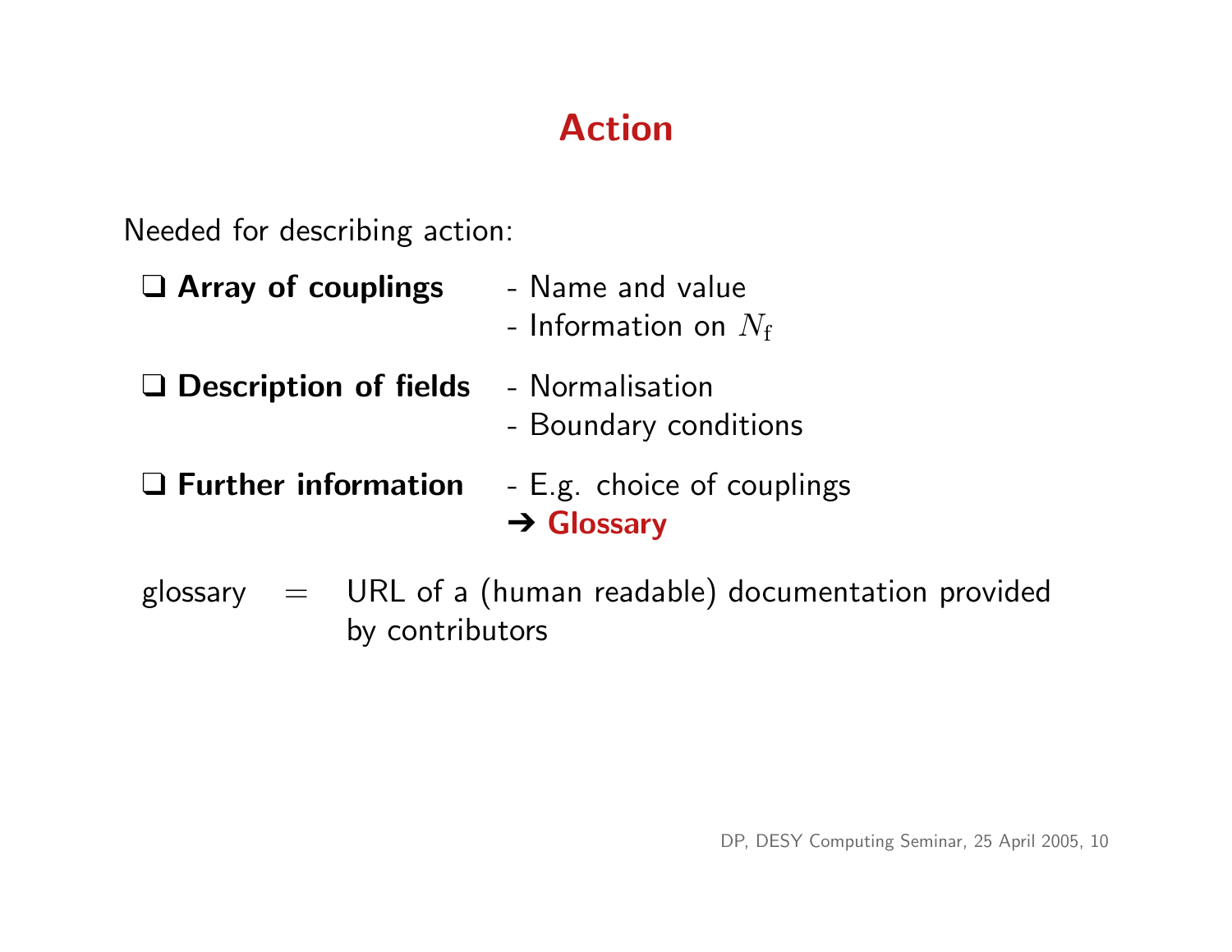# Action

Needed for describing action:

- **Array of couplings**
  - Name and value
  - Information on $N_\mathrm{f}$
- **Description of fields**
  - Normalisation
  - Boundary conditions
- **Further information**
  - E.g. choice of couplings
  - ➔ **Glossary**

glossary = URL of a (human readable) documentation provided by contributors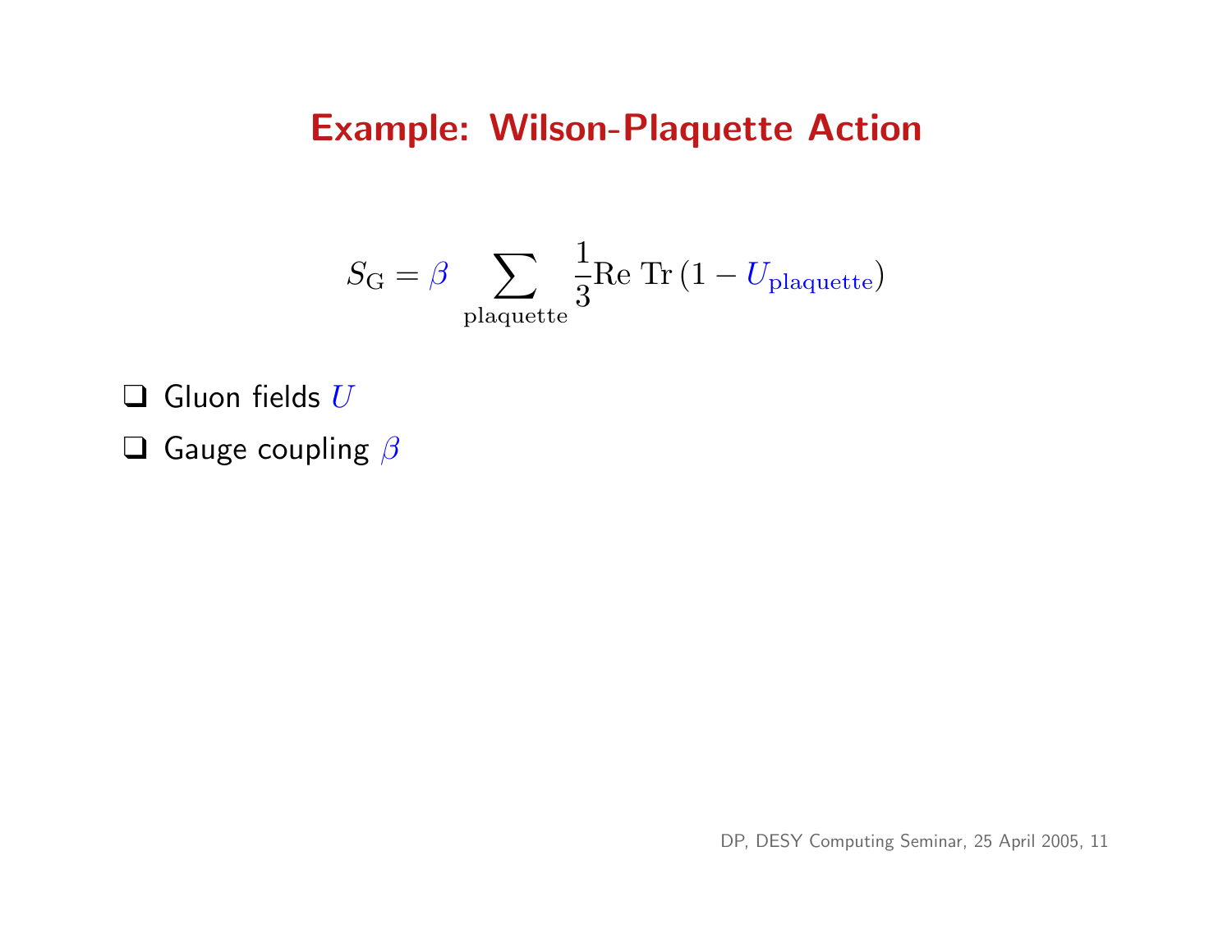# Example: Wilson-Plaquette Action

$$S_{\mathrm{G}} = \beta \sum_{\mathrm{plaquette}} \frac{1}{3} \mathrm{Re}\;\mathrm{Tr}\left(1 - U_{\mathrm{plaquette}}\right)$$

- Gluon fields $U$
- Gauge coupling $\beta$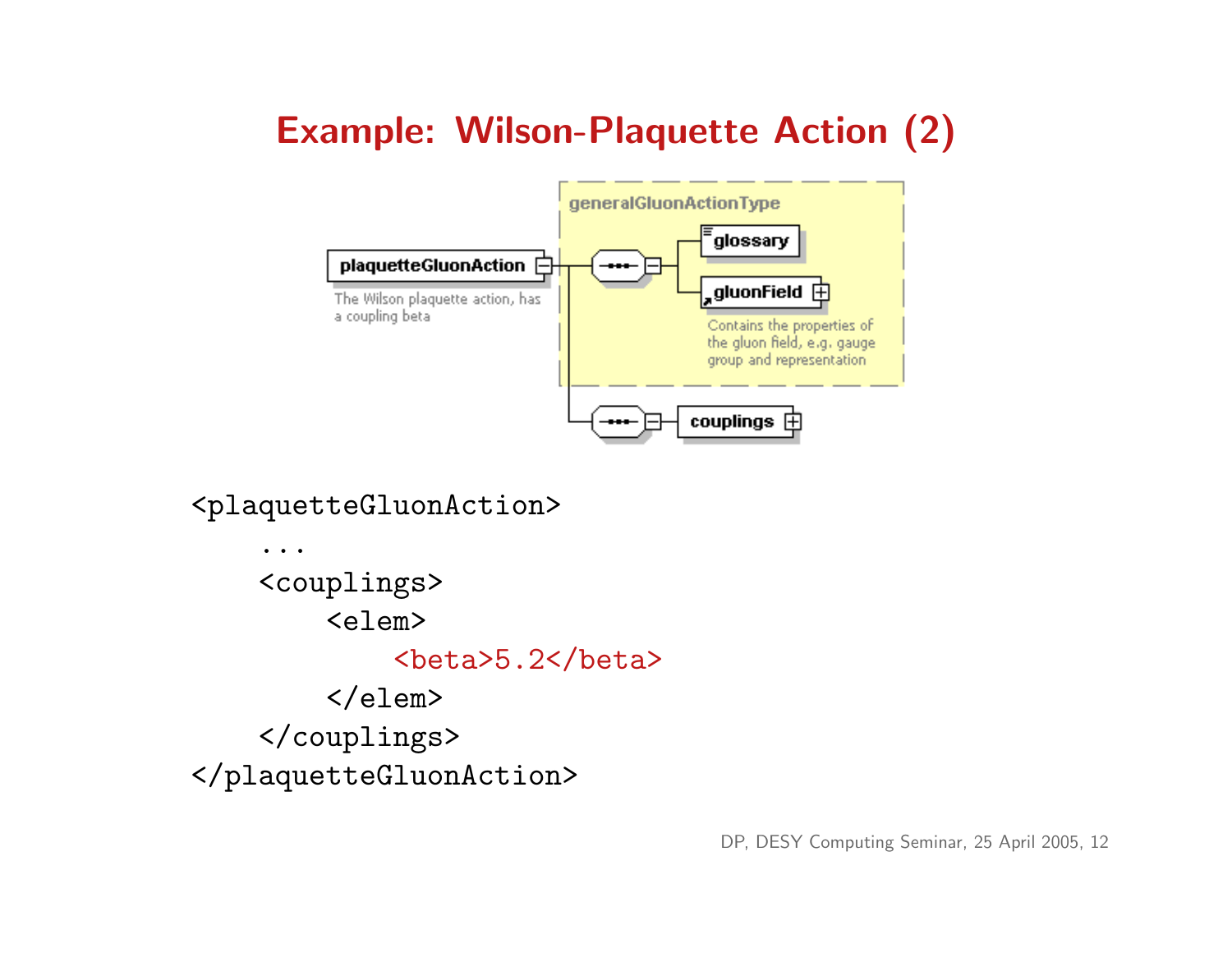# Example: Wilson-Plaquette Action (2)

generalGluonActionType

plaquetteGluonAction

The Wilson plaquette action, has a coupling beta

glossary

gluonField

Contains the properties of the gluon field, e.g. gauge group and representation

couplings

```
<plaquetteGluonAction>
    ...
    <couplings>
        <elem>
            <beta>5.2</beta>
        </elem>
    </couplings>
</plaquetteGluonAction>
```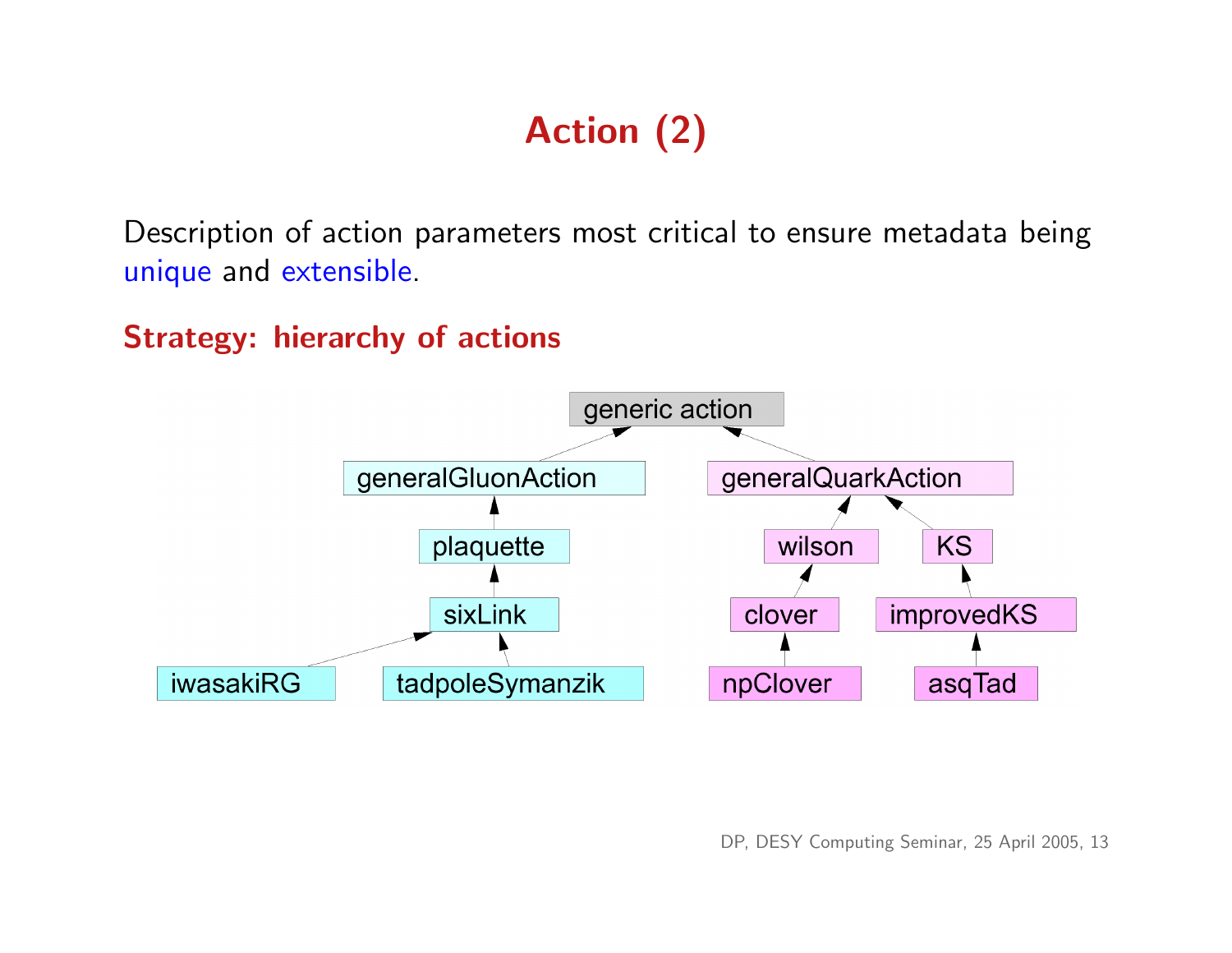# Action (2)

Description of action parameters most critical to ensure metadata being unique and extensible.

**Strategy: hierarchy of actions**

- generic action
  - generalGluonAction
    - plaquette
      - sixLink
        - iwasakiRG
        - tadpoleSymanzik
  - generalQuarkAction
    - wilson
      - clover
        - npClover
    - KS
      - improvedKS
        - asqTad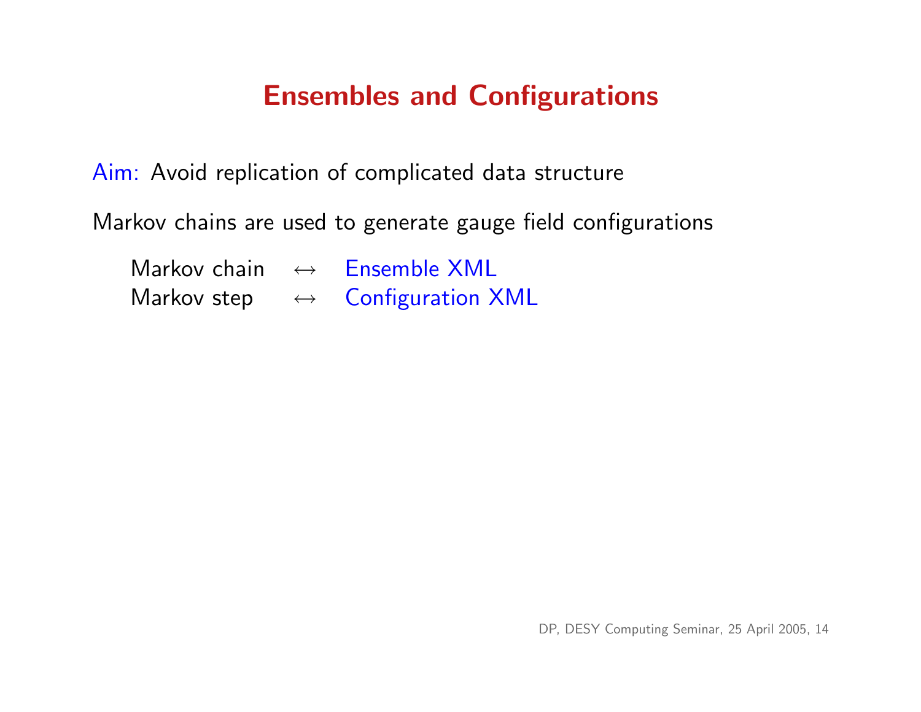# Ensembles and Configurations

Aim: Avoid replication of complicated data structure

Markov chains are used to generate gauge field configurations

| | | |
|---|---|---|
| Markov chain | $\leftrightarrow$ | Ensemble XML |
| Markov step | $\leftrightarrow$ | Configuration XML |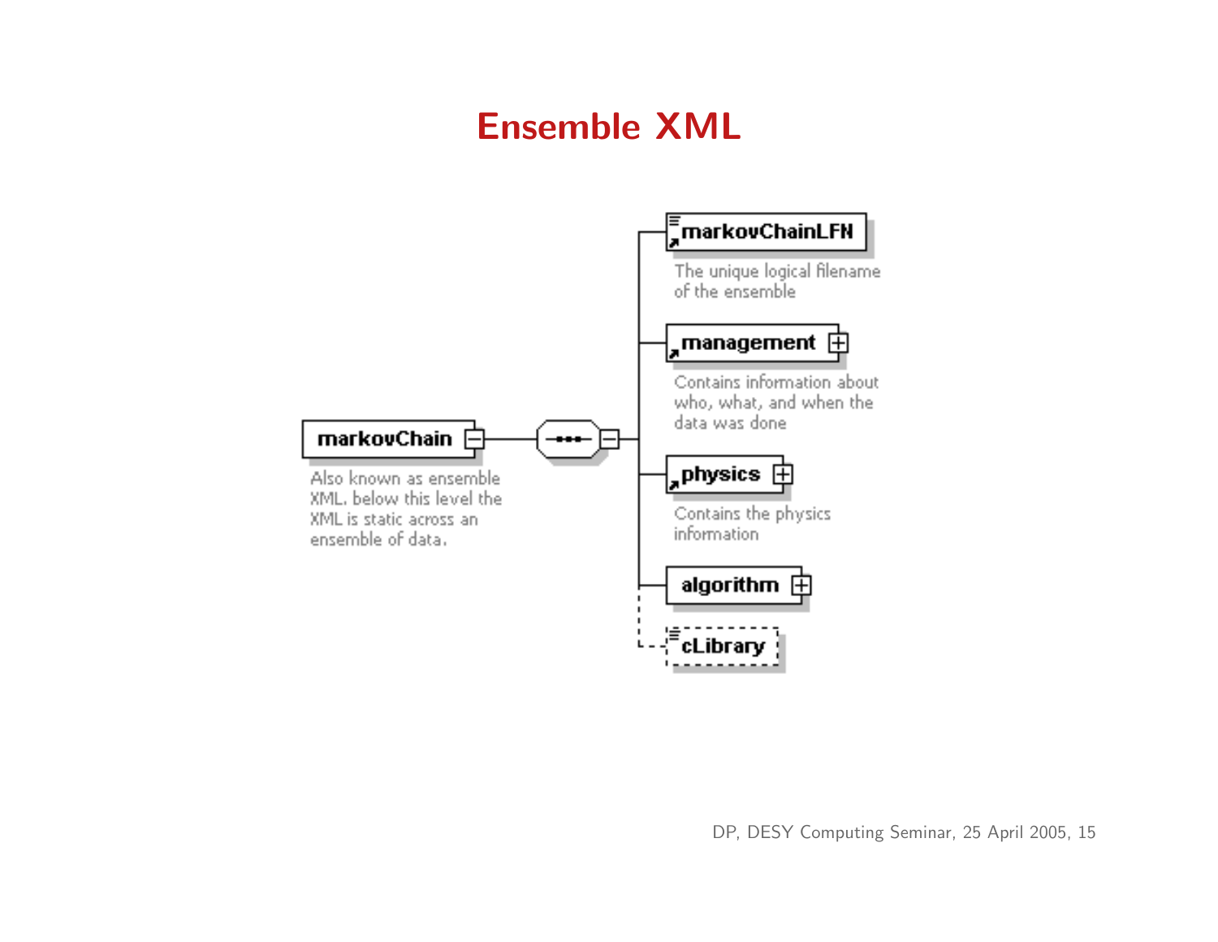# Ensemble XML

markovChain

Also known as ensemble XML. below this level the XML is static across an ensemble of data.

markovChainLFN

The unique logical filename of the ensemble

management

Contains information about who, what, and when the data was done

physics

Contains the physics information

algorithm

cLibrary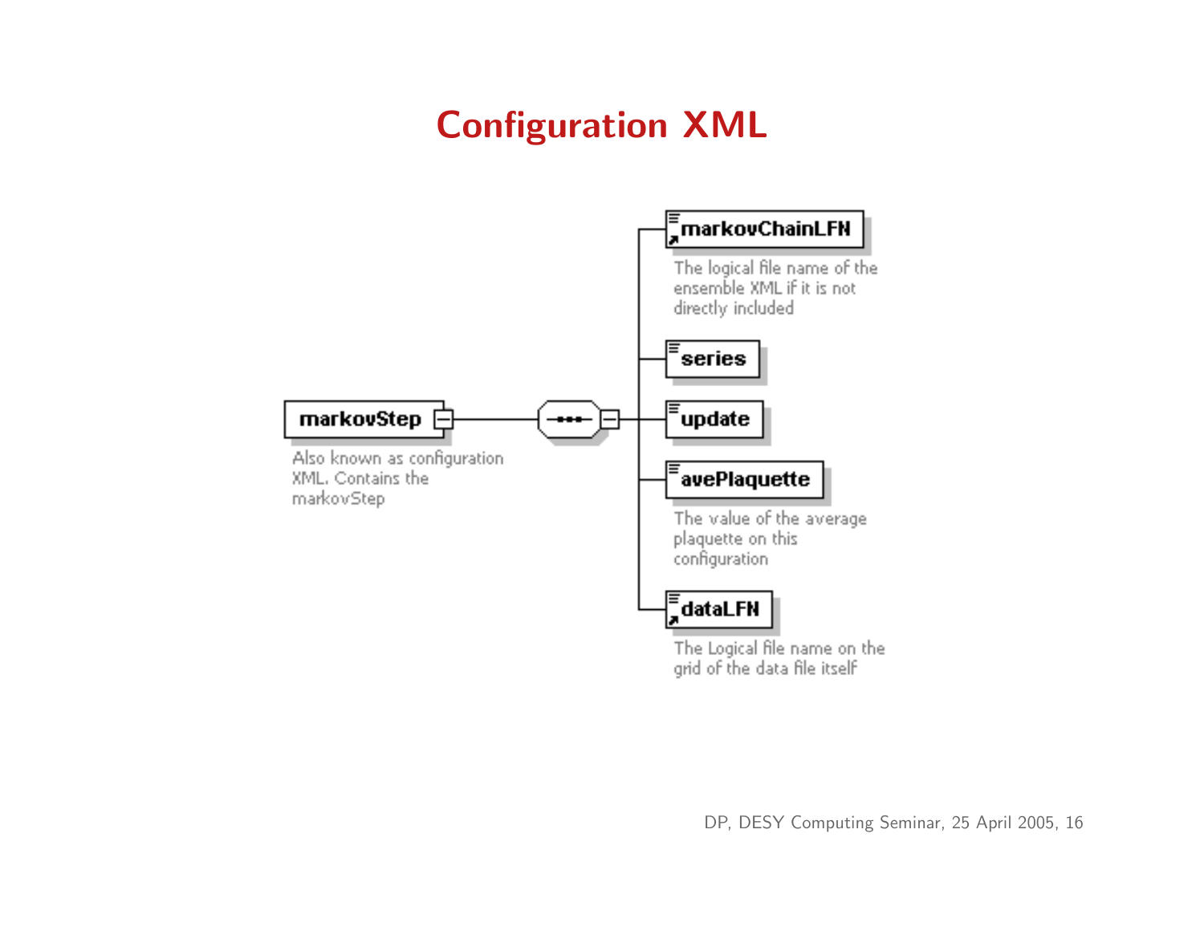# Configuration XML

**markovStep**

Also known as configuration XML. Contains the markovStep

- **markovChainLFN** — The logical file name of the ensemble XML if it is not directly included
- **series**
- **update**
- **avePlaquette** — The value of the average plaquette on this configuration
- **dataLFN** — The Logical file name on the grid of the data file itself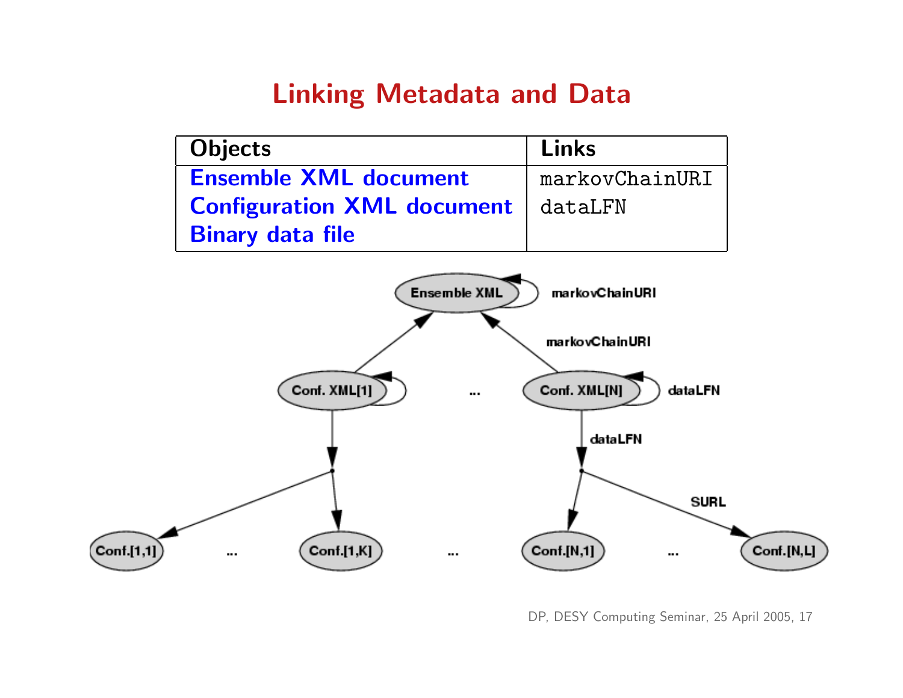# Linking Metadata and Data

| Objects | Links |
|---|---|
| Ensemble XML document | markovChainURI |
| Configuration XML document | dataLFN |
| Binary data file | |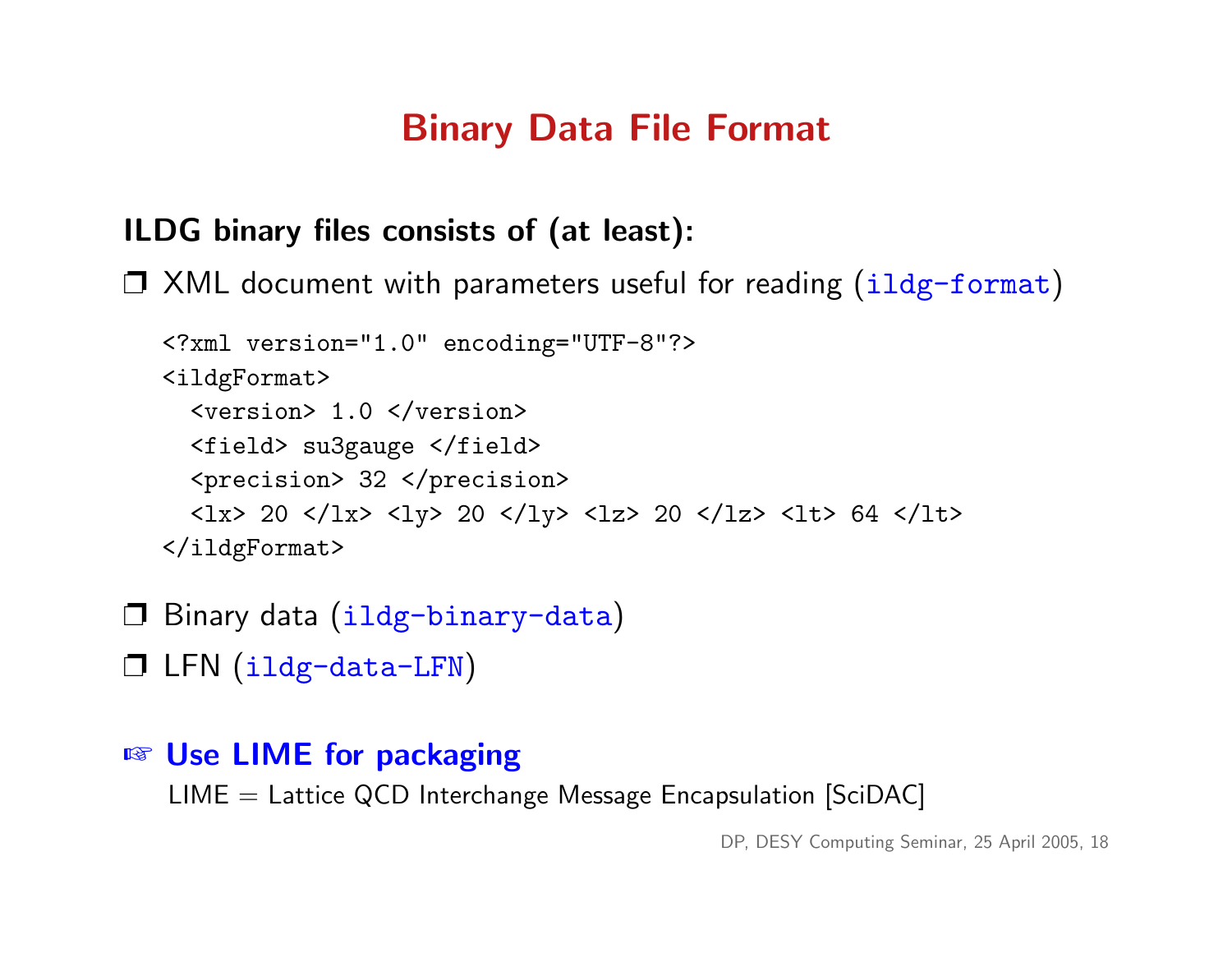# Binary Data File Format

**ILDG binary files consists of (at least):**

- ❒ XML document with parameters useful for reading (`ildg-format`)

```
<?xml version="1.0" encoding="UTF-8"?>
<ildgFormat>
  <version> 1.0 </version>
  <field> su3gauge </field>
  <precision> 32 </precision>
  <lx> 20 </lx> <ly> 20 </ly> <lz> 20 </lz> <lt> 64 </lt>
</ildgFormat>
```

- ❒ Binary data (`ildg-binary-data`)
- ❒ LFN (`ildg-data-LFN`)

☞ **Use LIME for packaging**

LIME = Lattice QCD Interchange Message Encapsulation [SciDAC]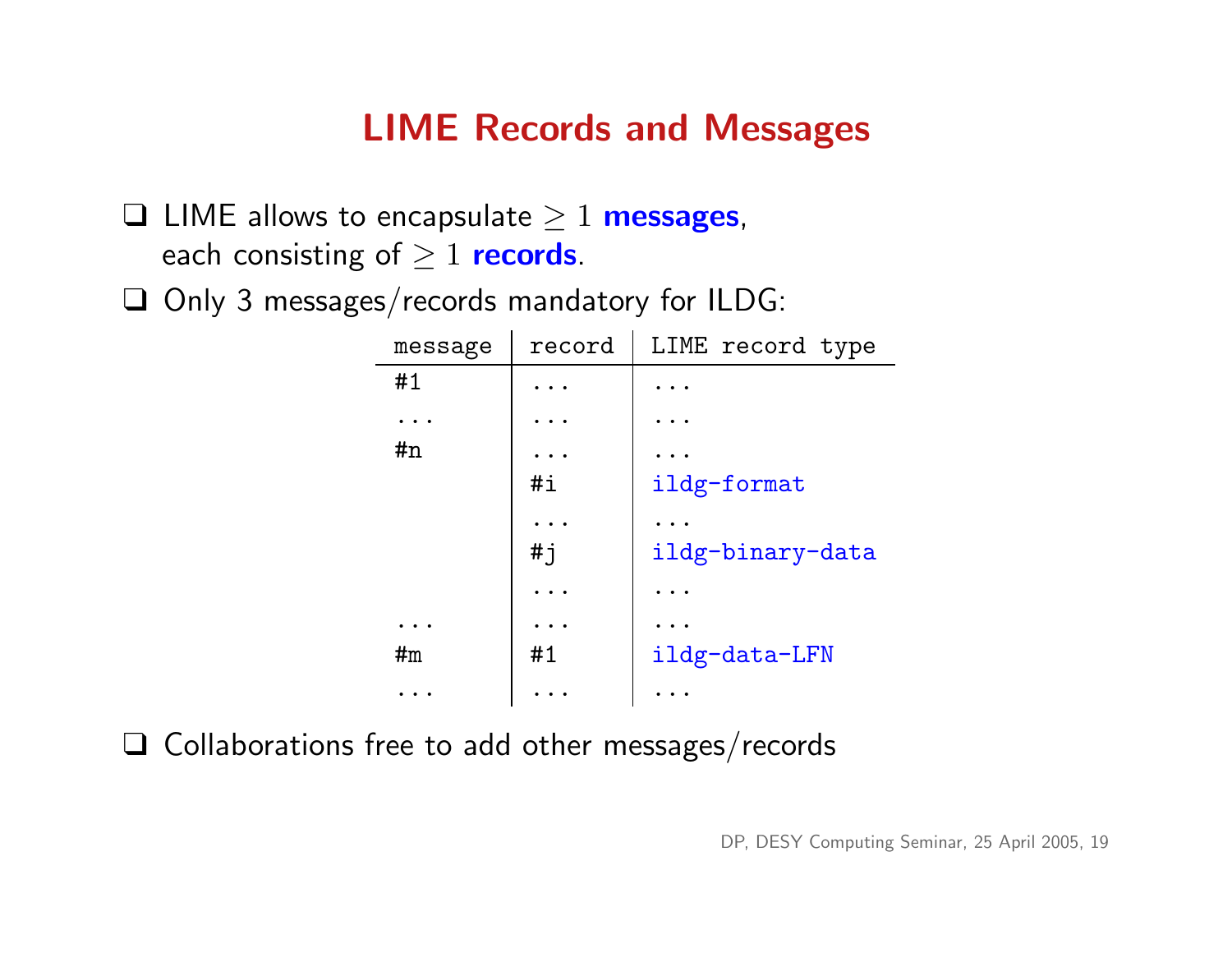# LIME Records and Messages

- LIME allows to encapsulate $\geq 1$ **messages**, each consisting of $\geq 1$ **records**.
- Only 3 messages/records mandatory for ILDG:

| message | record | LIME record type |
|---|---|---|
| #1 | ... | ... |
| ... | ... | ... |
| #n | ... | ... |
| | #i | ildg-format |
| | ... | ... |
| | #j | ildg-binary-data |
| | ... | ... |
| ... | ... | ... |
| #m | #1 | ildg-data-LFN |
| ... | ... | ... |

- Collaborations free to add other messages/records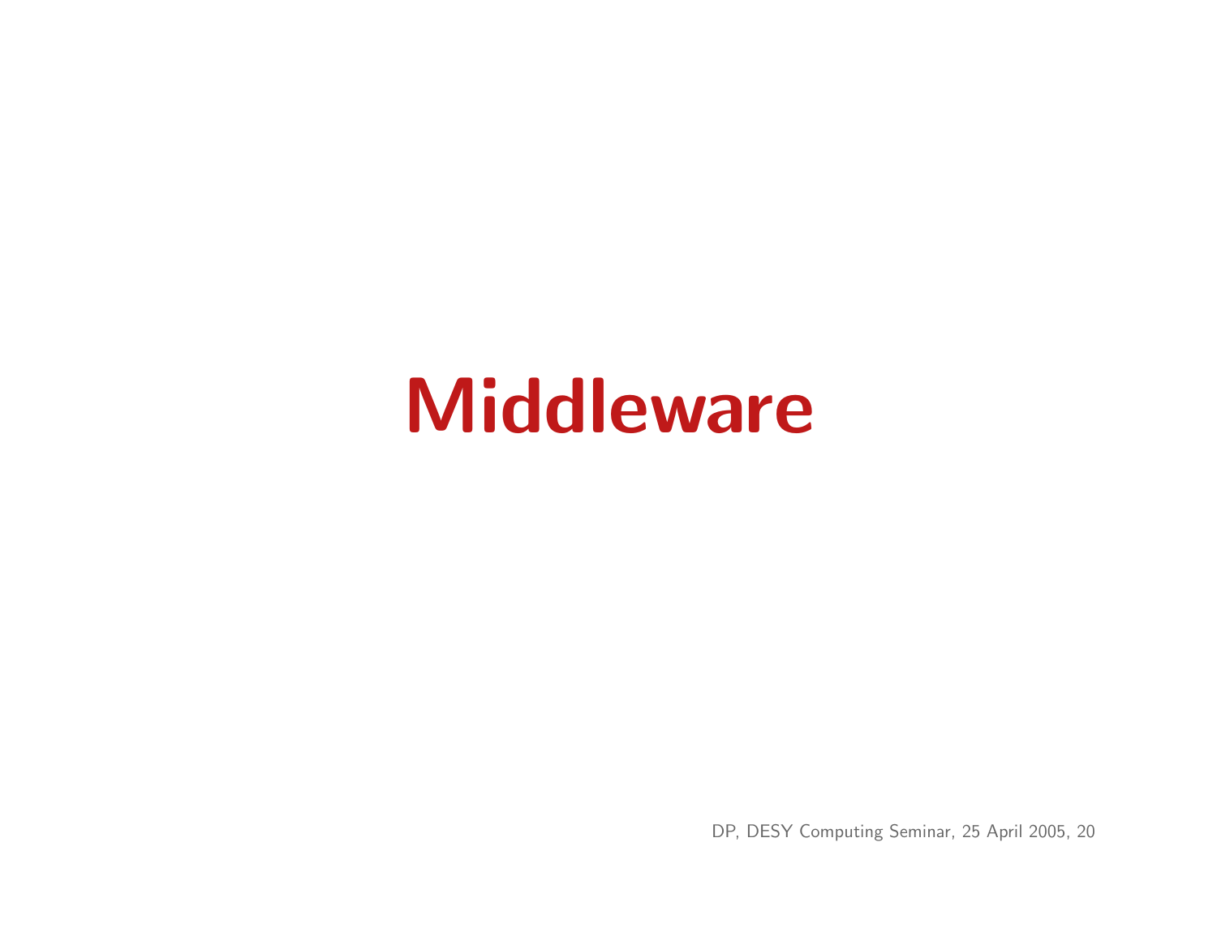# Middleware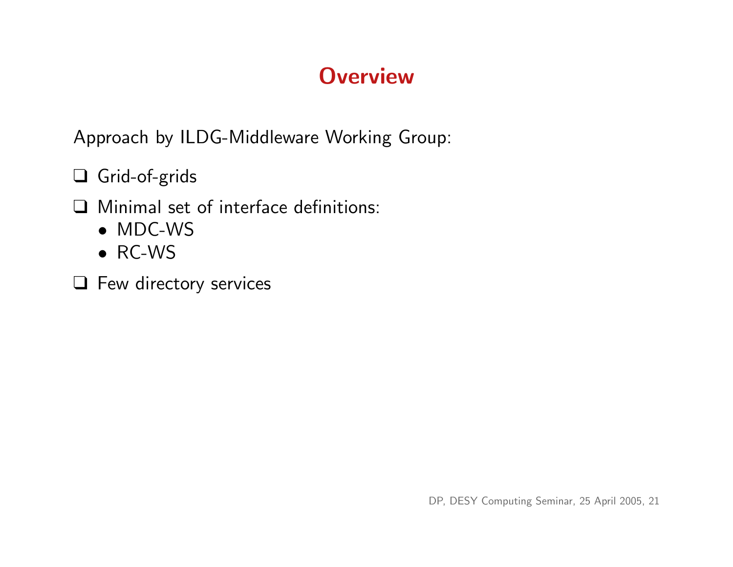# Overview

Approach by ILDG-Middleware Working Group:

- Grid-of-grids
- Minimal set of interface definitions:
  - MDC-WS
  - RC-WS
- Few directory services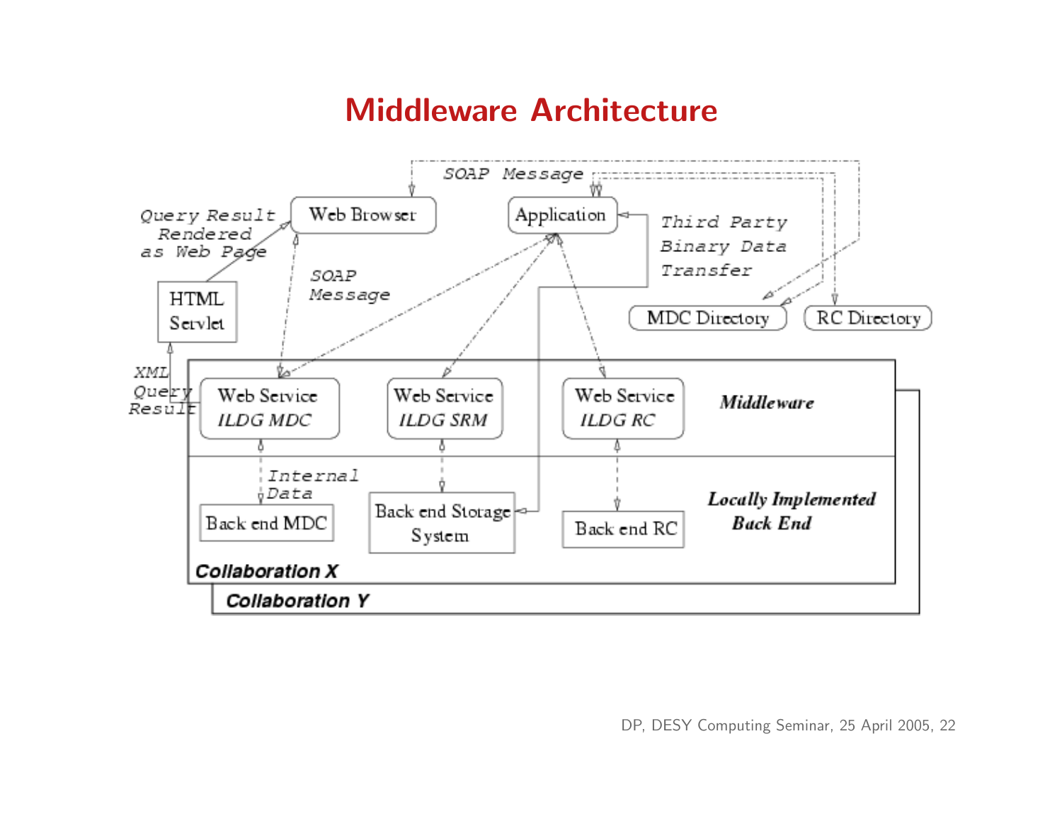# Middleware Architecture

SOAP Message

Query Result Rendered as Web Page

Web Browser

Application

Third Party Binary Data Transfer

SOAP Message

HTML Servlet

MDC Directory

RC Directory

XML Query Result

Web Service *ILDG MDC*

Web Service *ILDG SRM*

Web Service *ILDG RC*

***Middleware***

Internal Data

Back end MDC

Back end Storage System

Back end RC

***Locally Implemented Back End***

***Collaboration X***

***Collaboration Y***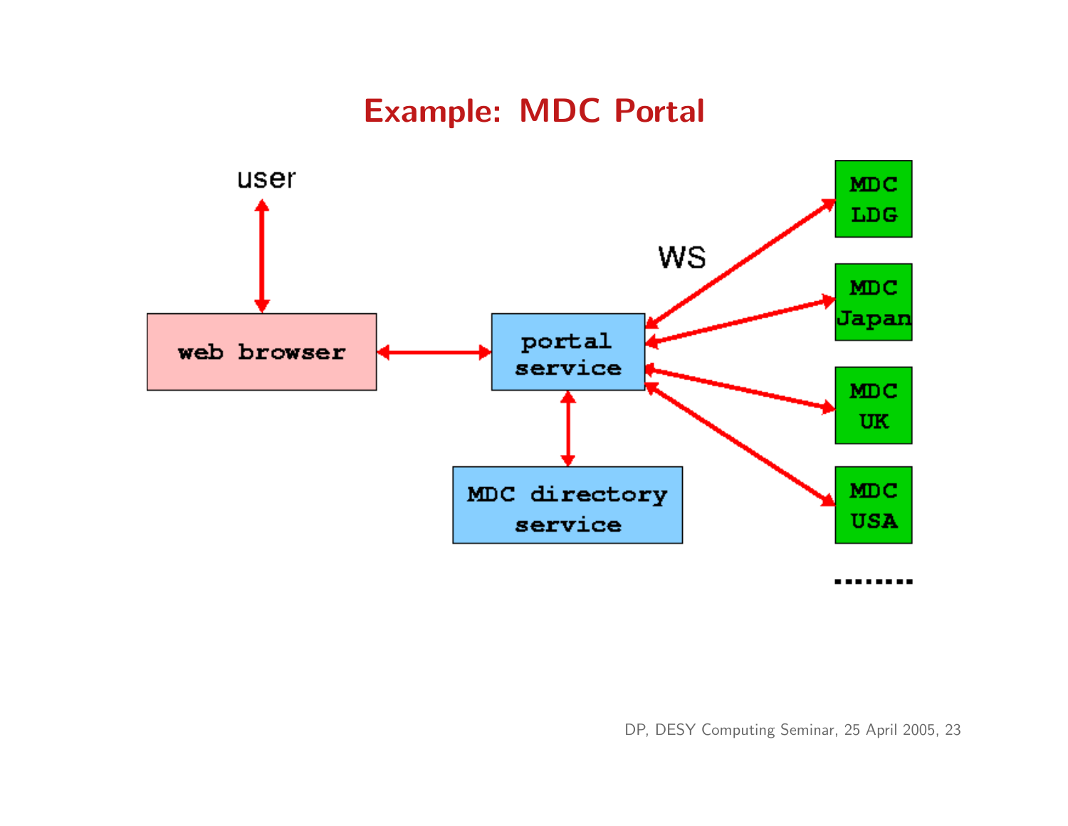# Example: MDC Portal

user

web browser

portal service

MDC directory service

WS

MDC LDG

MDC Japan

MDC UK

MDC USA

........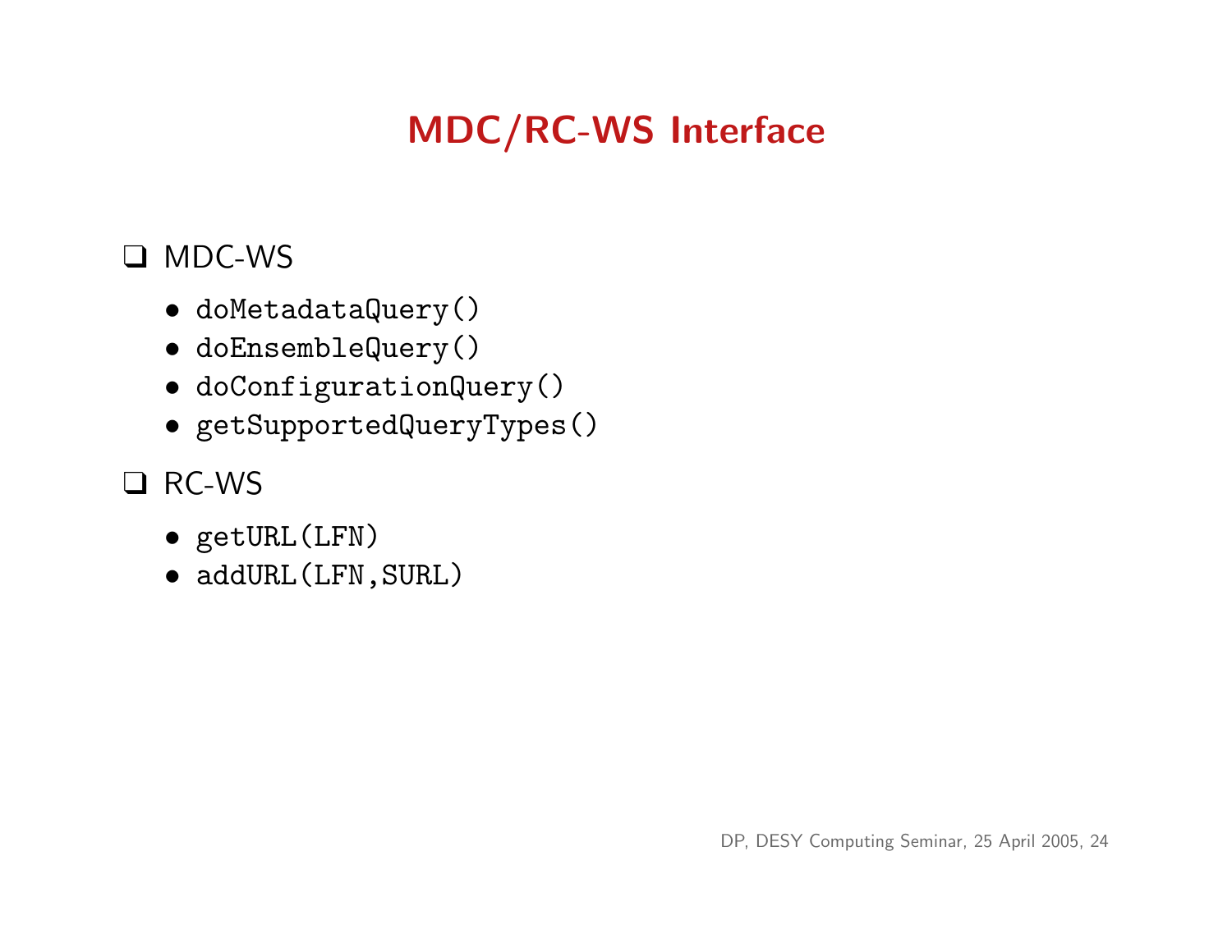# MDC/RC-WS Interface

- MDC-WS
  - `doMetadataQuery()`
  - `doEnsembleQuery()`
  - `doConfigurationQuery()`
  - `getSupportedQueryTypes()`
- RC-WS
  - `getURL(LFN)`
  - `addURL(LFN,SURL)`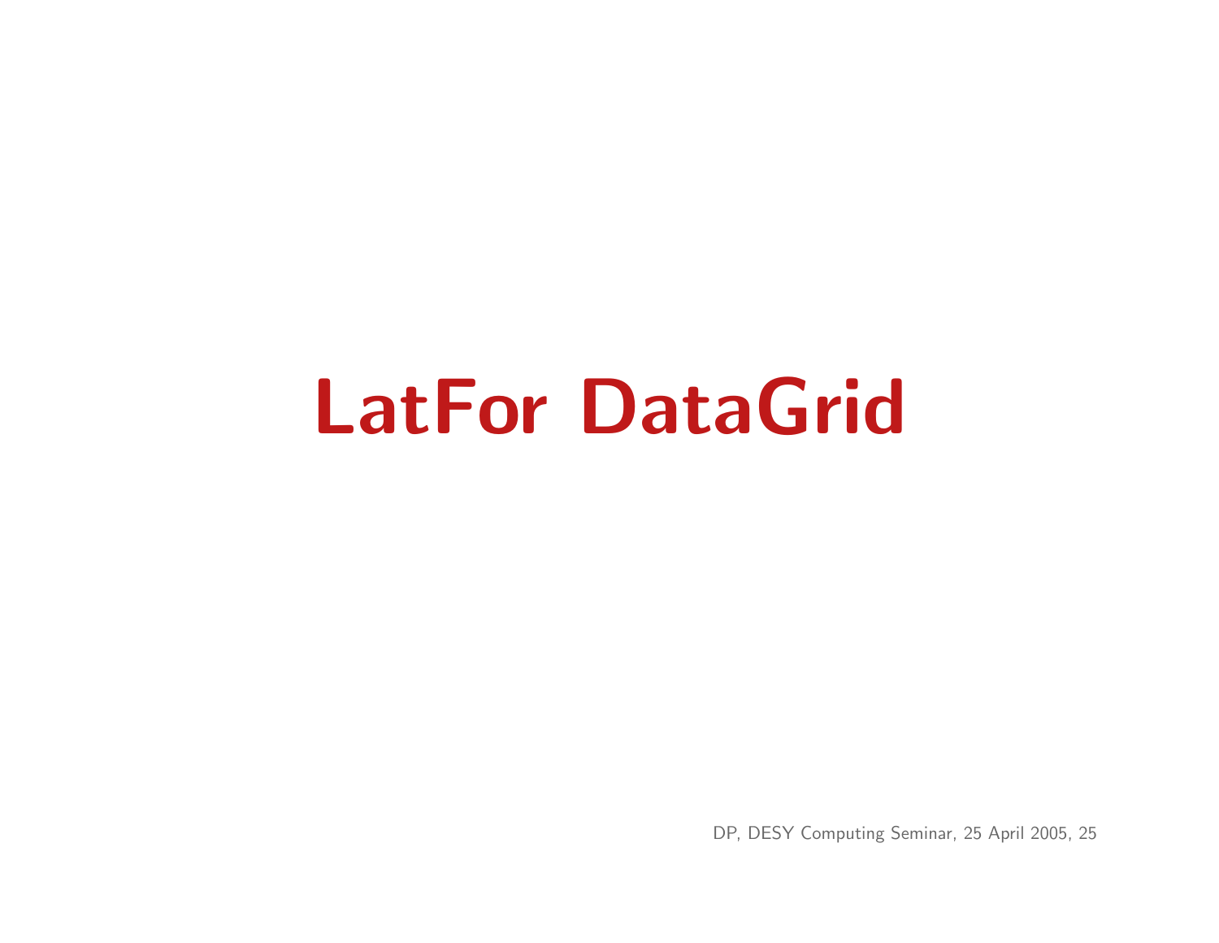# LatFor DataGrid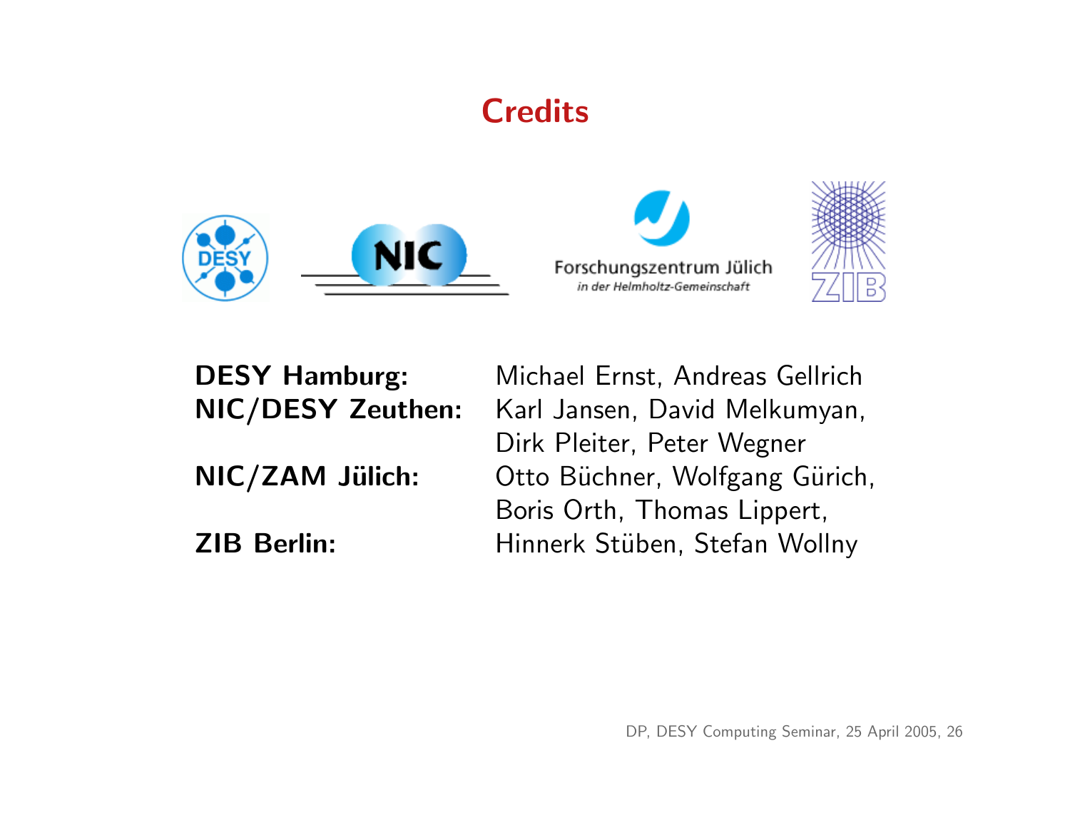# Credits

| | |
|---|---|
| **DESY Hamburg:** | Michael Ernst, Andreas Gellrich |
| **NIC/DESY Zeuthen:** | Karl Jansen, David Melkumyan, Dirk Pleiter, Peter Wegner |
| **NIC/ZAM Jülich:** | Otto Büchner, Wolfgang Gürich, Boris Orth, Thomas Lippert, |
| **ZIB Berlin:** | Hinnerk Stüben, Stefan Wollny |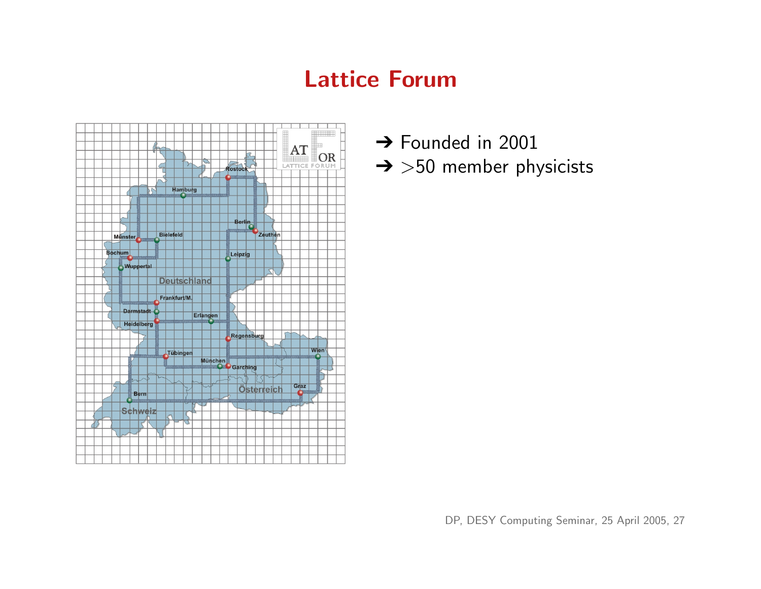# Lattice Forum

- ➔ Founded in 2001
- ➔ >50 member physicists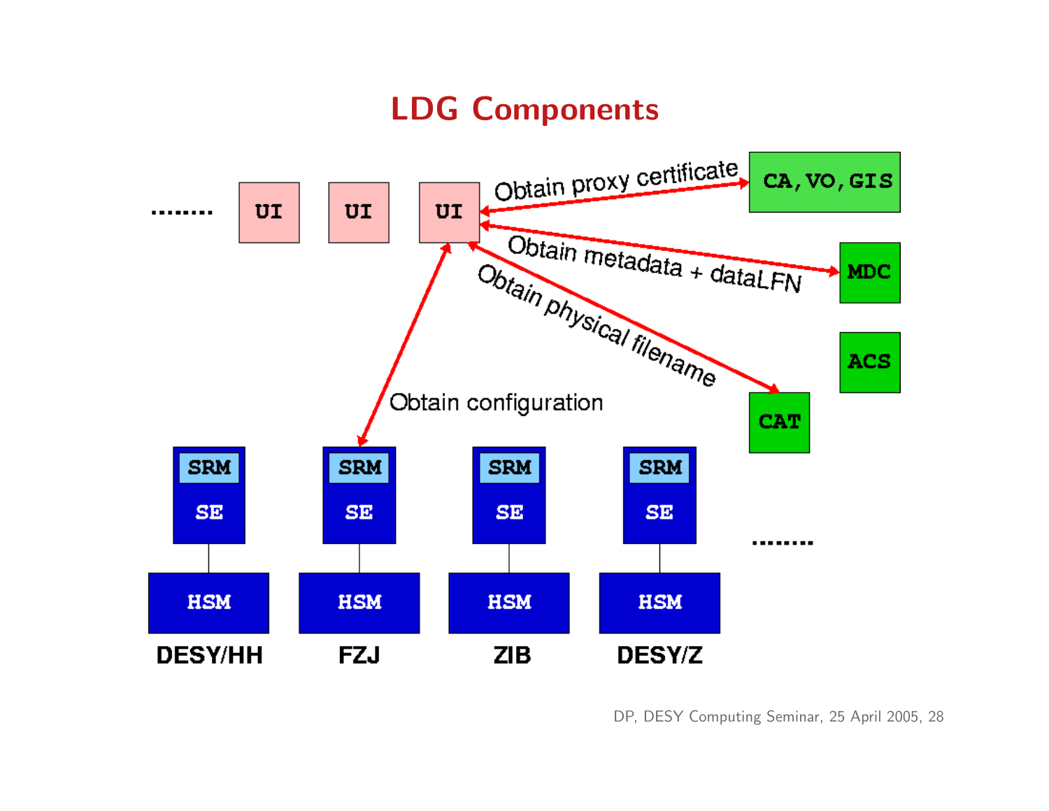# LDG Components

........ UI UI UI

Obtain proxy certificate → CA, VO, GIS

Obtain metadata + dataLFN → MDC

ACS

Obtain physical filename → CAT

Obtain configuration

| SRM / SE | SRM / SE | SRM / SE | SRM / SE | ........ |
|---|---|---|---|---|
| HSM | HSM | HSM | HSM | |
| DESY/HH | FZJ | ZIB | DESY/Z | |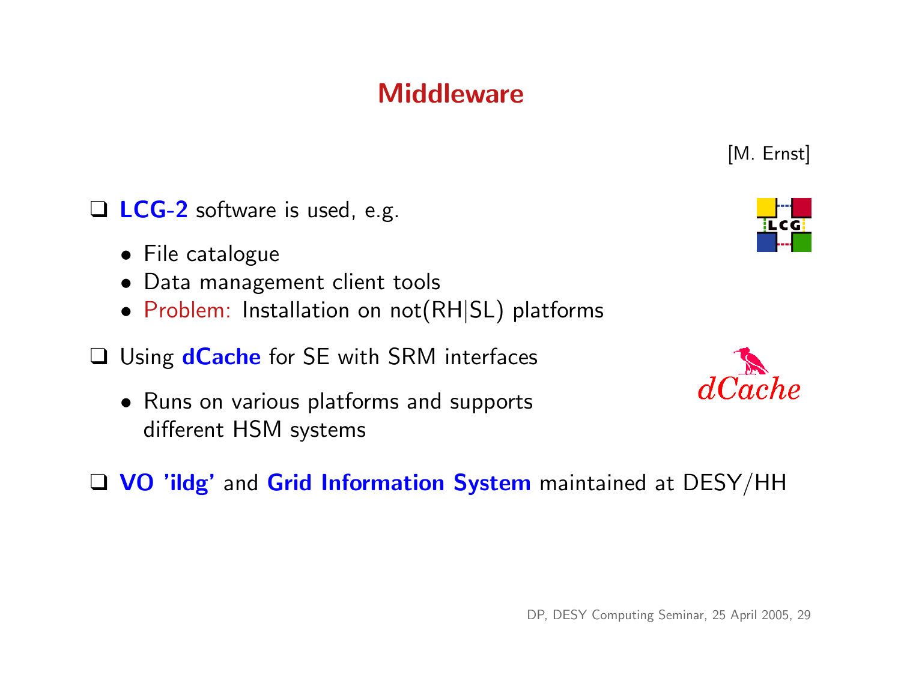# Middleware

[M. Ernst]

- **LCG-2** software is used, e.g.
  - File catalogue
  - Data management client tools
  - Problem: Installation on not(RH|SL) platforms

- Using **dCache** for SE with SRM interfaces
  - Runs on various platforms and supports different HSM systems

- **VO 'ildg'** and **Grid Information System** maintained at DESY/HH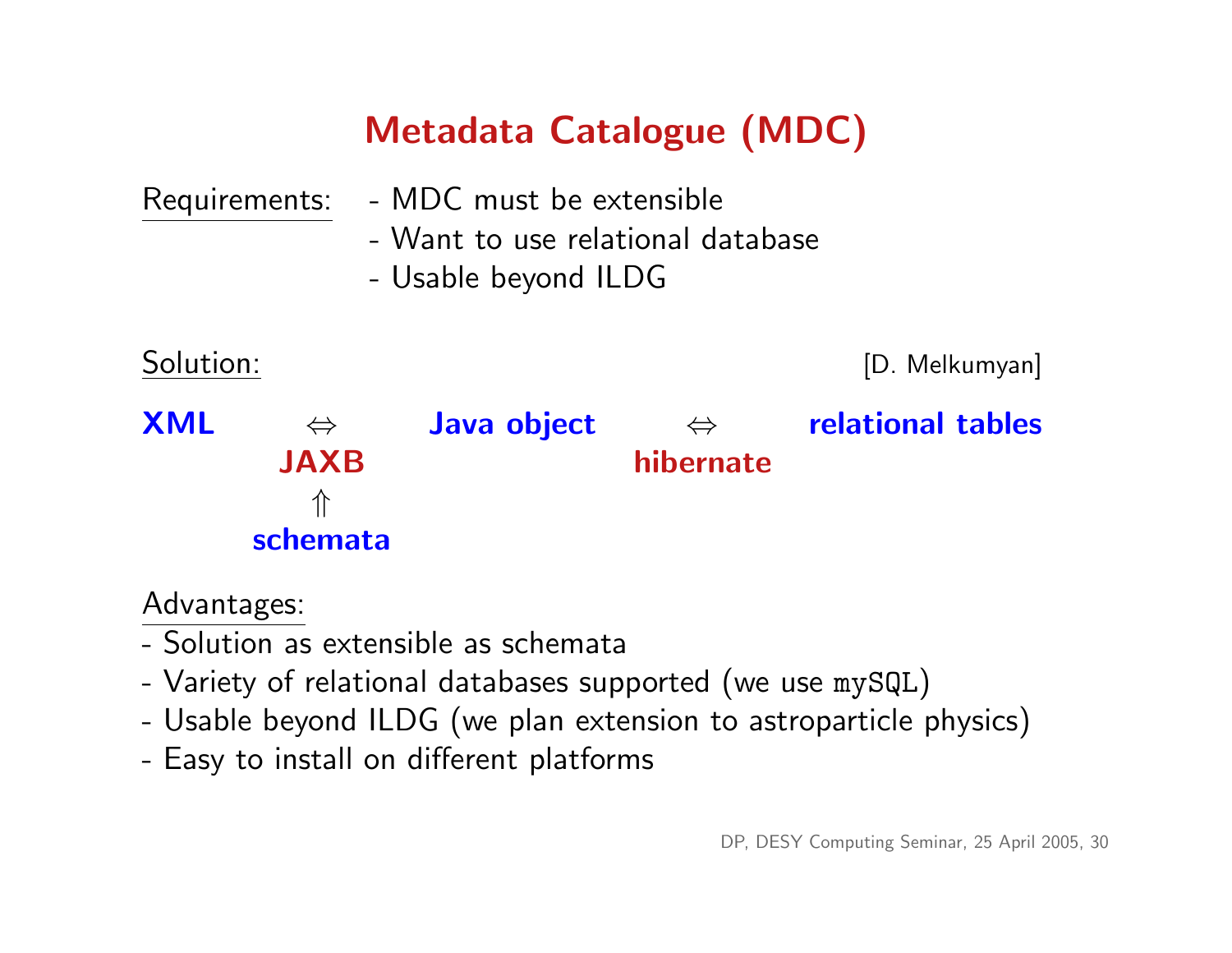# Metadata Catalogue (MDC)

Requirements:
- MDC must be extensible
- Want to use relational database
- Usable beyond ILDG

Solution: [D. Melkumyan]

**XML** ⇔ **JAXB** ⇔ **Java object** ⇔ **hibernate** ⇔ **relational tables**

**JAXB** ⇑ **schemata**

Advantages:
- Solution as extensible as schemata
- Variety of relational databases supported (we use `mySQL`)
- Usable beyond ILDG (we plan extension to astroparticle physics)
- Easy to install on different platforms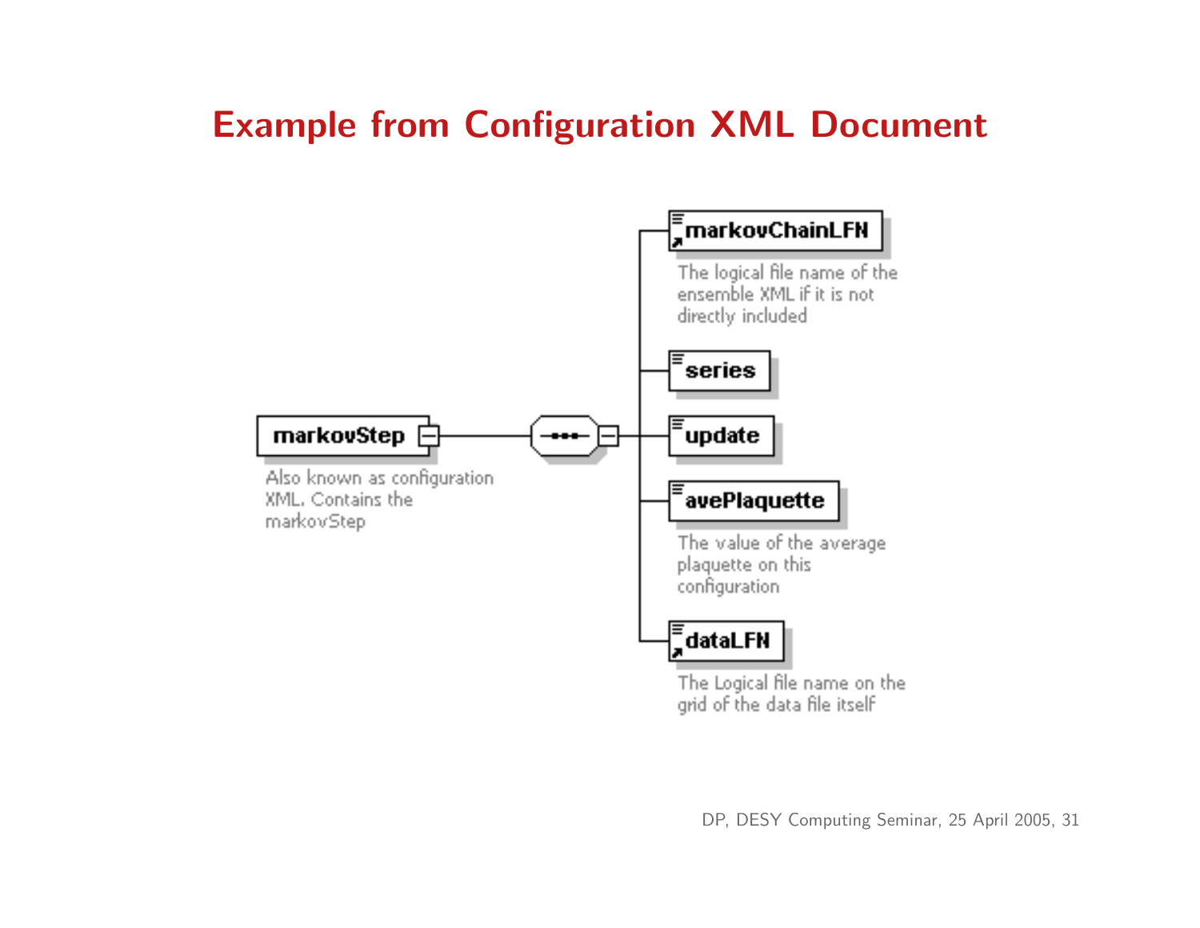# Example from Configuration XML Document

markovStep

Also known as configuration XML. Contains the markovStep

markovChainLFN

The logical file name of the ensemble XML if it is not directly included

series

update

avePlaquette

The value of the average plaquette on this configuration

dataLFN

The Logical file name on the grid of the data file itself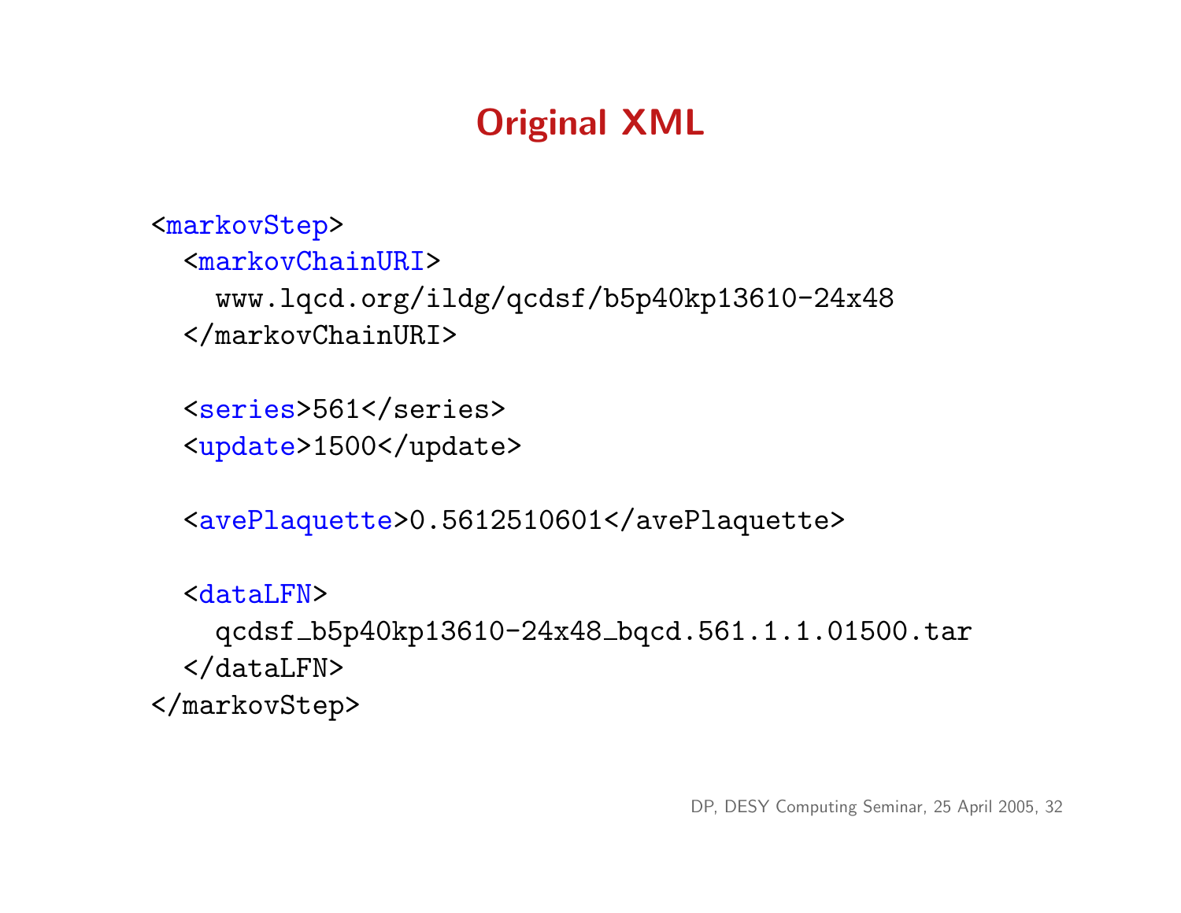# Original XML

```
<markovStep>
  <markovChainURI>
    www.lqcd.org/ildg/qcdsf/b5p40kp13610-24x48
  </markovChainURI>

  <series>561</series>
  <update>1500</update>

  <avePlaquette>0.5612510601</avePlaquette>

  <dataLFN>
    qcdsf_b5p40kp13610-24x48_bqcd.561.1.1.01500.tar
  </dataLFN>
</markovStep>
```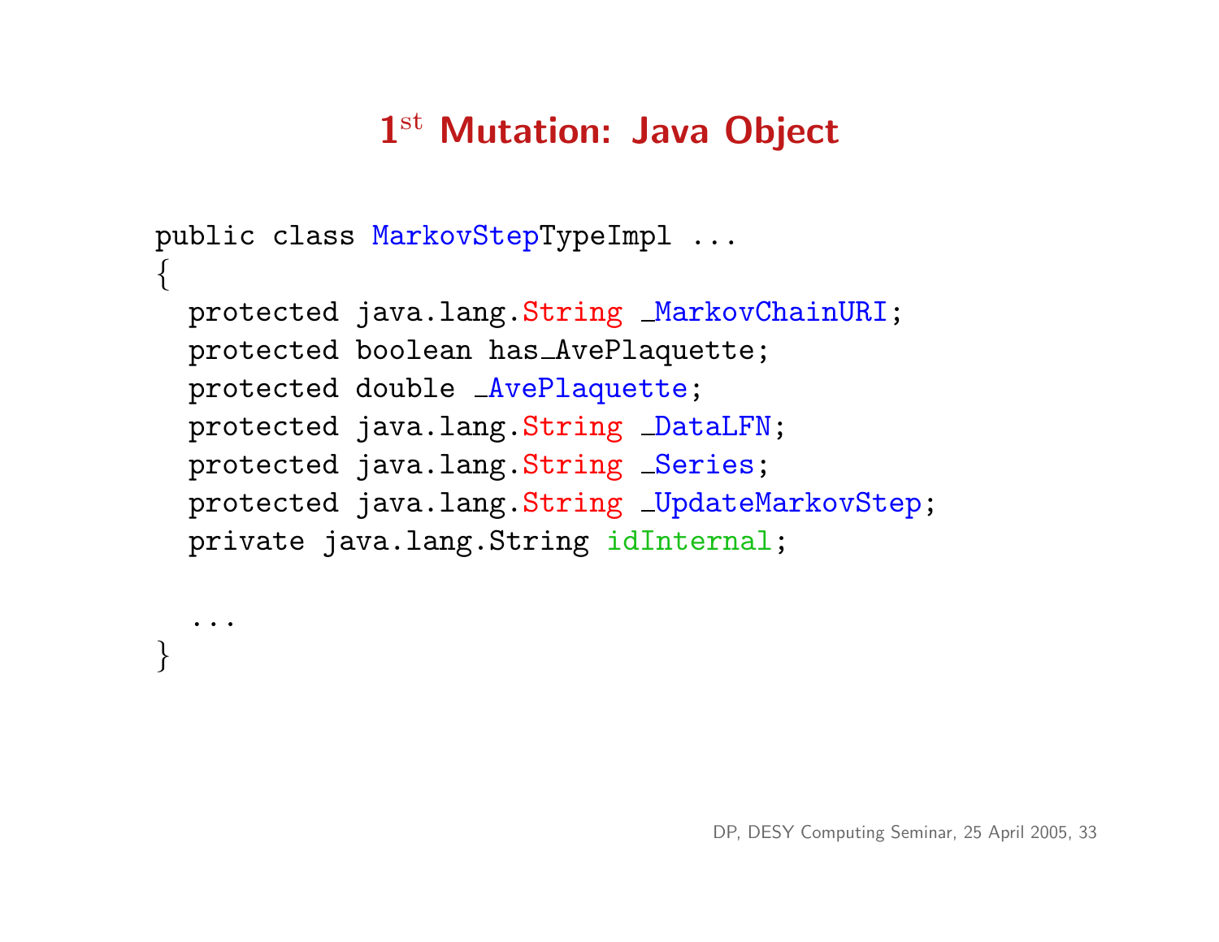# 1st Mutation: Java Object

```
public class MarkovStepTypeImpl ...
{
  protected java.lang.String _MarkovChainURI;
  protected boolean has_AvePlaquette;
  protected double _AvePlaquette;
  protected java.lang.String _DataLFN;
  protected java.lang.String _Series;
  protected java.lang.String _UpdateMarkovStep;
  private java.lang.String idInternal;

  ...
}
```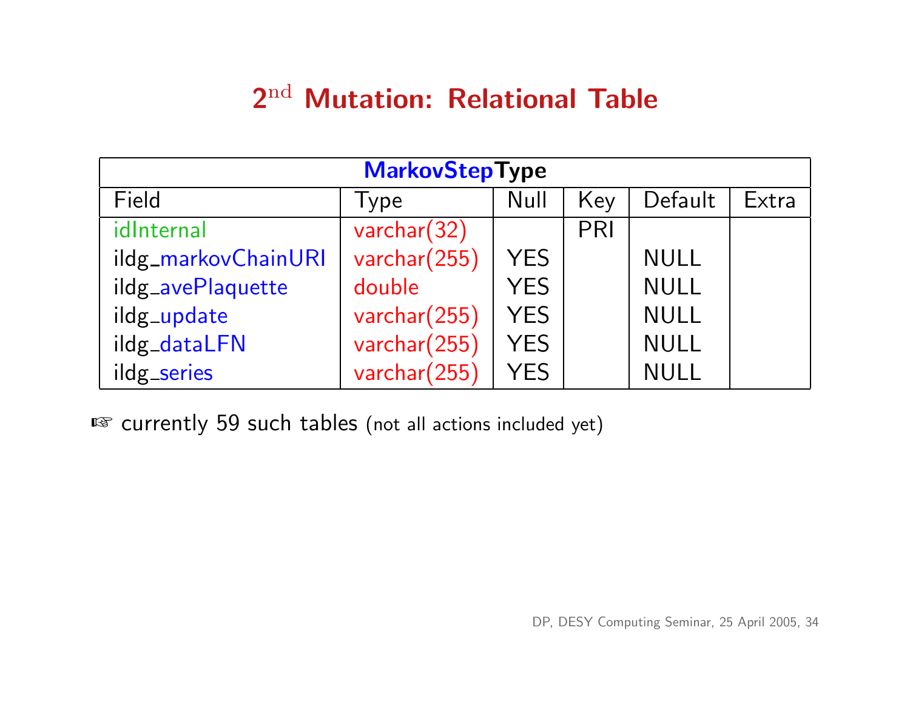# 2$^{\text{nd}}$ Mutation: Relational Table

| MarkovStepType | | | | | |
|---|---|---|---|---|---|
| Field | Type | Null | Key | Default | Extra |
| idInternal | varchar(32) | | PRI | | |
| ildg_markovChainURI | varchar(255) | YES | | NULL | |
| ildg_avePlaquette | double | YES | | NULL | |
| ildg_update | varchar(255) | YES | | NULL | |
| ildg_dataLFN | varchar(255) | YES | | NULL | |
| ildg_series | varchar(255) | YES | | NULL | |

☞ currently 59 such tables (not all actions included yet)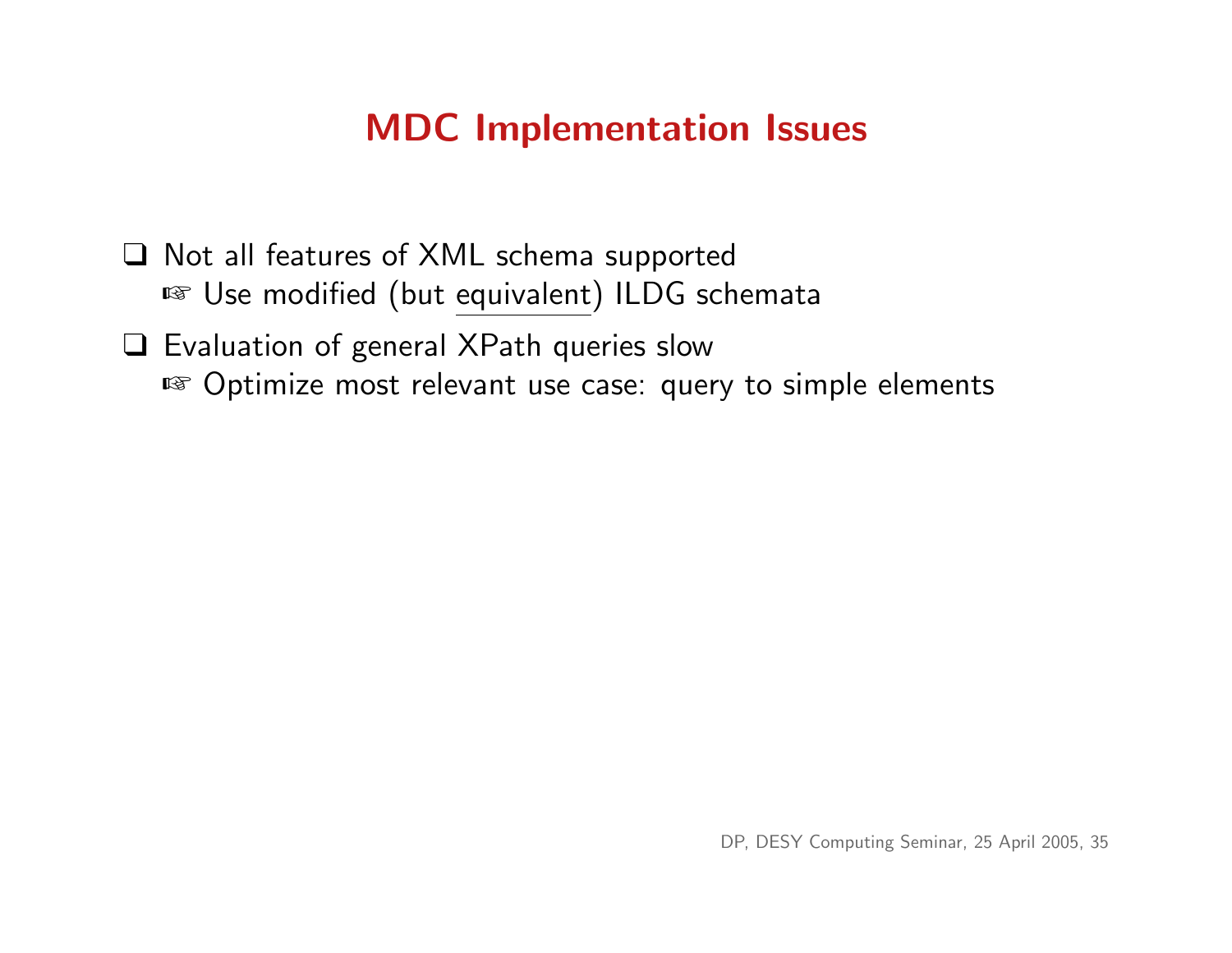# MDC Implementation Issues

- Not all features of XML schema supported
  - ☞ Use modified (but <u>equivalent</u>) ILDG schemata
- Evaluation of general XPath queries slow
  - ☞ Optimize most relevant use case: query to simple elements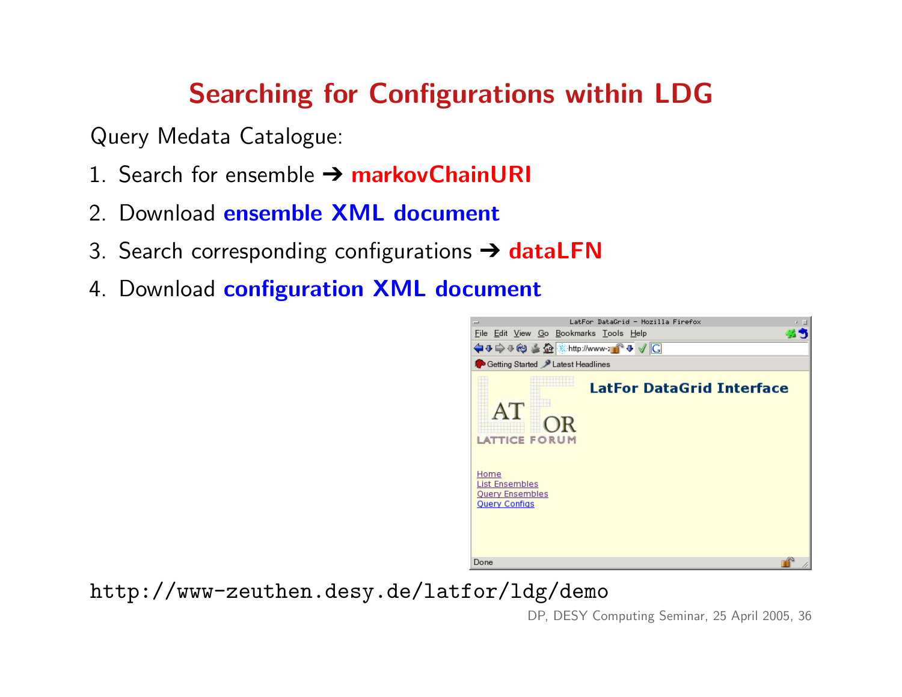# Searching for Configurations within LDG

Query Medata Catalogue:

1. Search for ensemble ➔ **markovChainURI**
2. Download **ensemble XML document**
3. Search corresponding configurations ➔ **dataLFN**
4. Download **configuration XML document**

http://www-zeuthen.desy.de/latfor/ldg/demo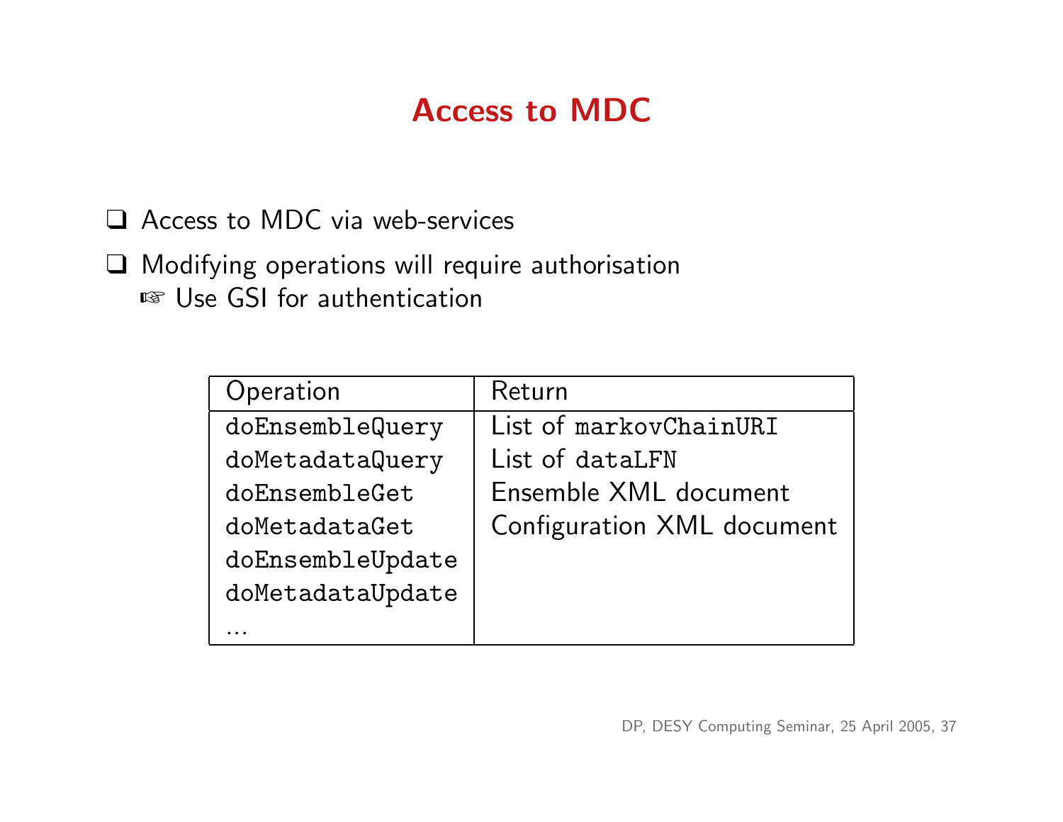# Access to MDC

- Access to MDC via web-services
- Modifying operations will require authorisation
  - ☞ Use GSI for authentication

| Operation | Return |
|---|---|
| `doEnsembleQuery` | List of `markovChainURI` |
| `doMetadataQuery` | List of `dataLFN` |
| `doEnsembleGet` | Ensemble XML document |
| `doMetadataGet` | Configuration XML document |
| `doEnsembleUpdate` | |
| `doMetadataUpdate` | |
| ... | |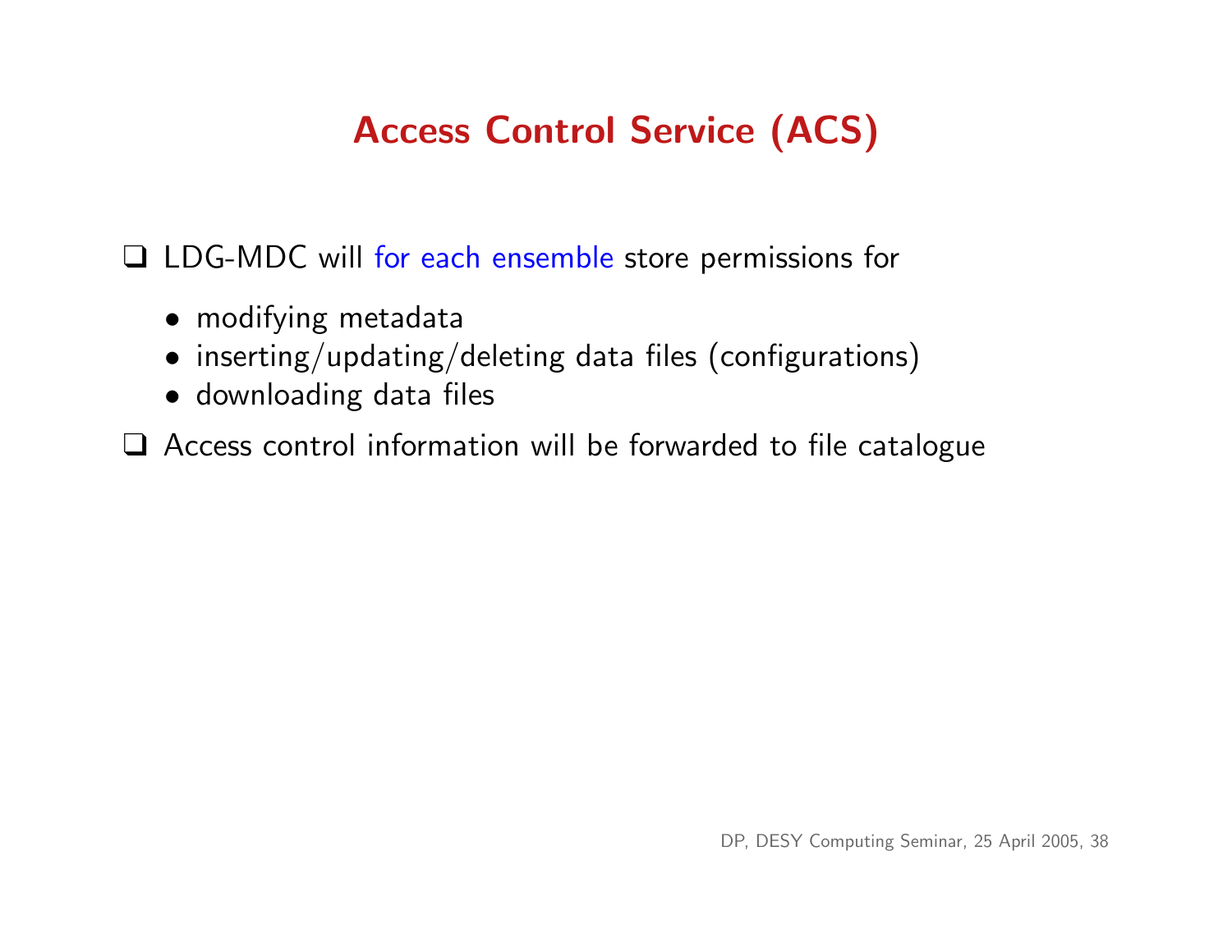## Access Control Service (ACS)

- LDG-MDC will for each ensemble store permissions for
  - modifying metadata
  - inserting/updating/deleting data files (configurations)
  - downloading data files
- Access control information will be forwarded to file catalogue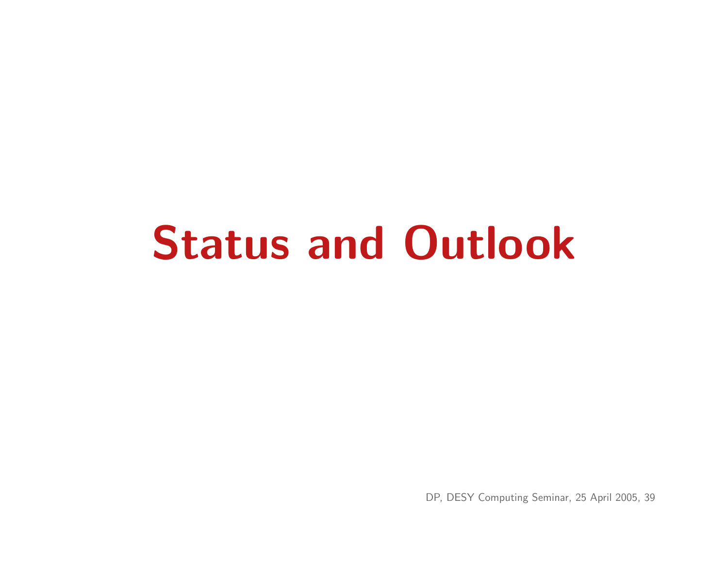# Status and Outlook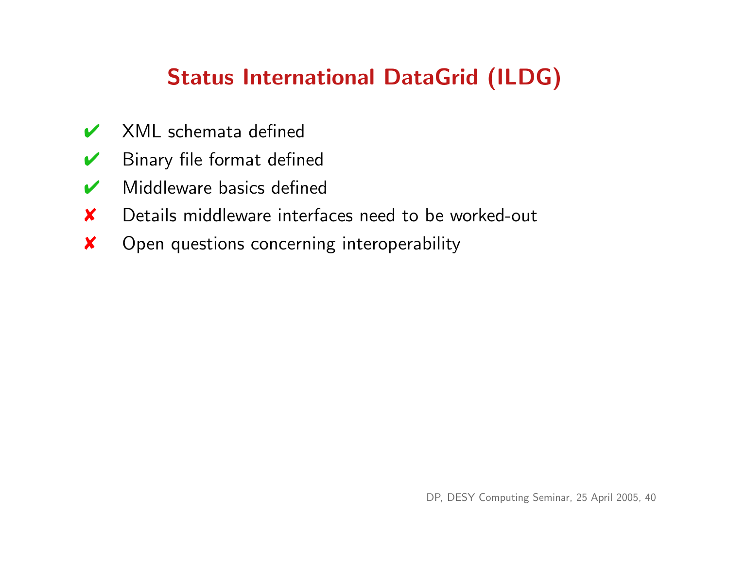# Status International DataGrid (ILDG)

- ✔ XML schemata defined
- ✔ Binary file format defined
- ✔ Middleware basics defined
- ✘ Details middleware interfaces need to be worked-out
- ✘ Open questions concerning interoperability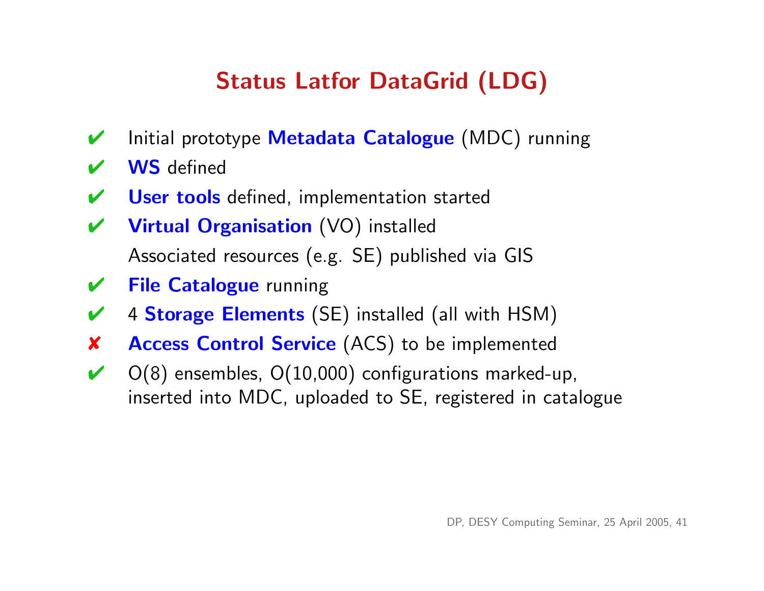# Status Latfor DataGrid (LDG)

- ✔ Initial prototype **Metadata Catalogue** (MDC) running
- ✔ **WS** defined
- ✔ **User tools** defined, implementation started
- ✔ **Virtual Organisation** (VO) installed
  Associated resources (e.g. SE) published via GIS
- ✔ **File Catalogue** running
- ✔ 4 **Storage Elements** (SE) installed (all with HSM)
- ✘ **Access Control Service** (ACS) to be implemented
- ✔ O(8) ensembles, O(10,000) configurations marked-up, inserted into MDC, uploaded to SE, registered in catalogue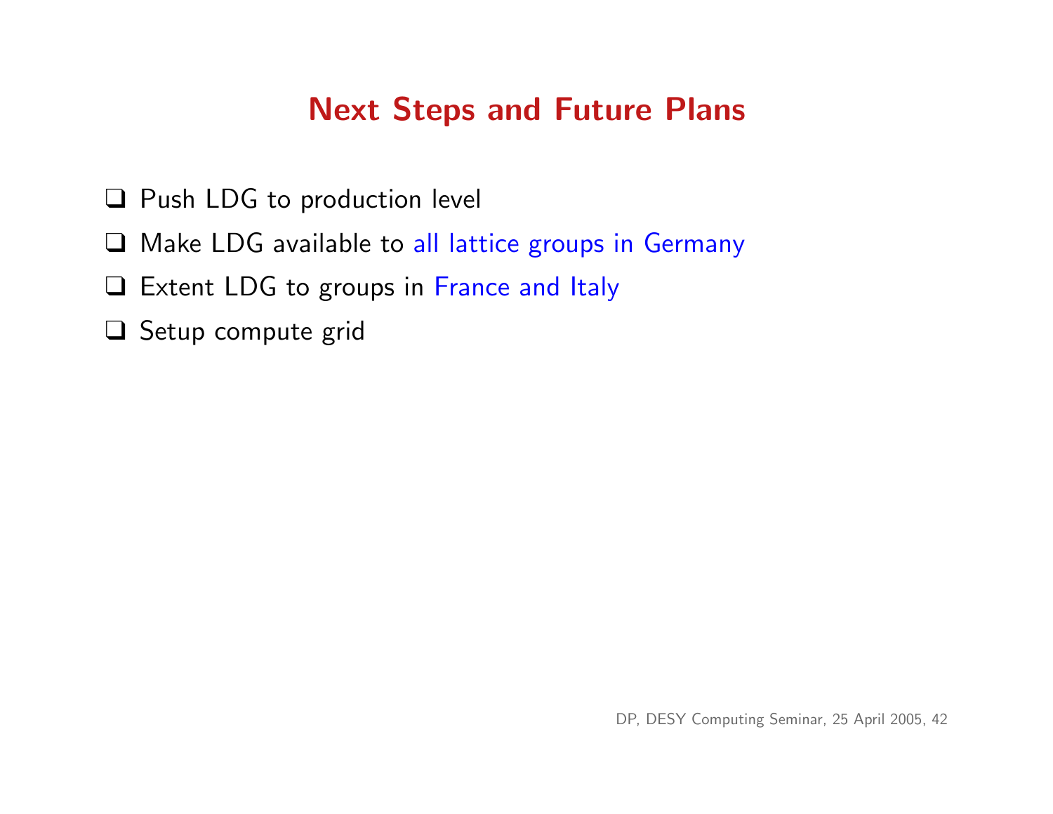## Next Steps and Future Plans

- Push LDG to production level
- Make LDG available to all lattice groups in Germany
- Extent LDG to groups in France and Italy
- Setup compute grid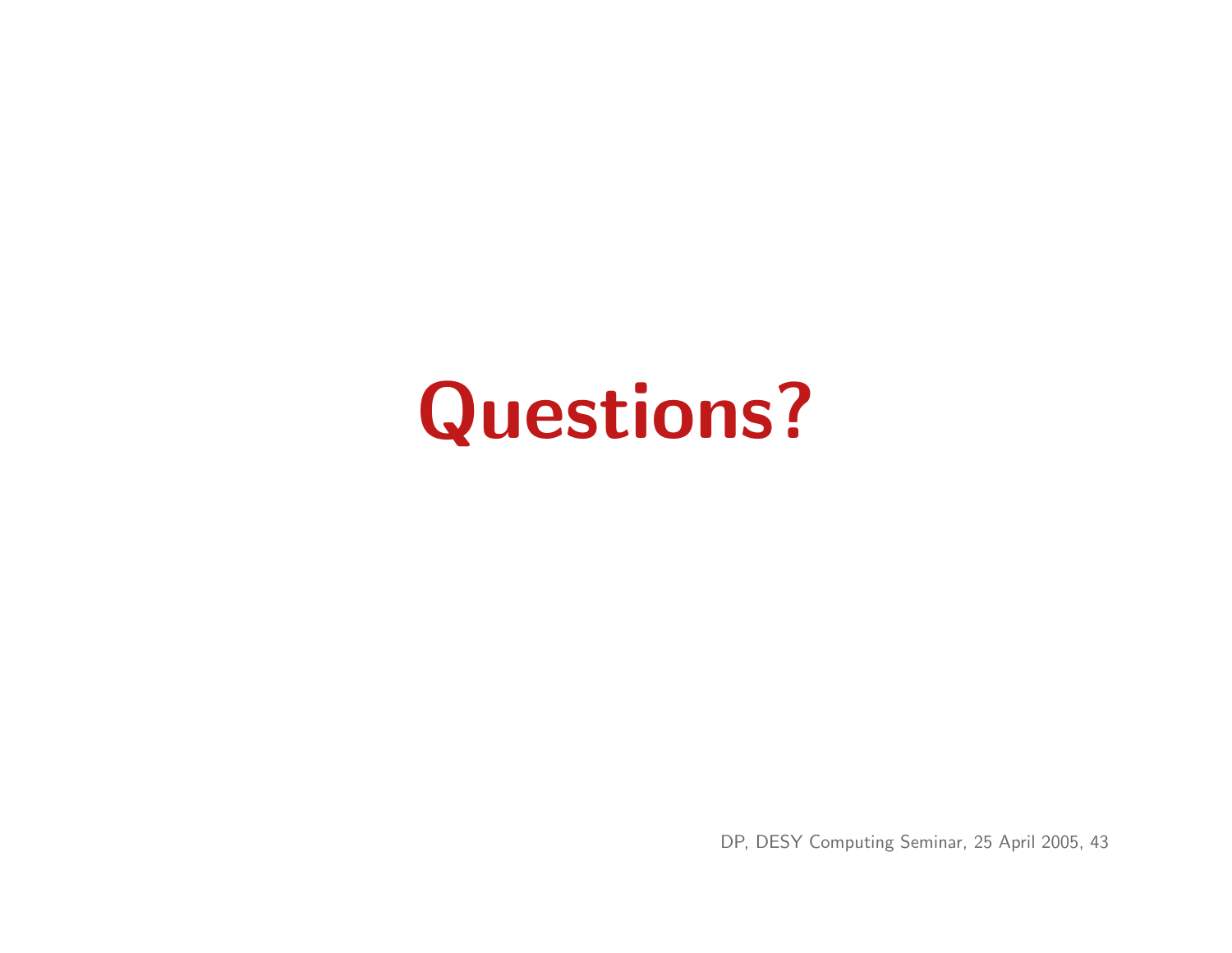# Questions?